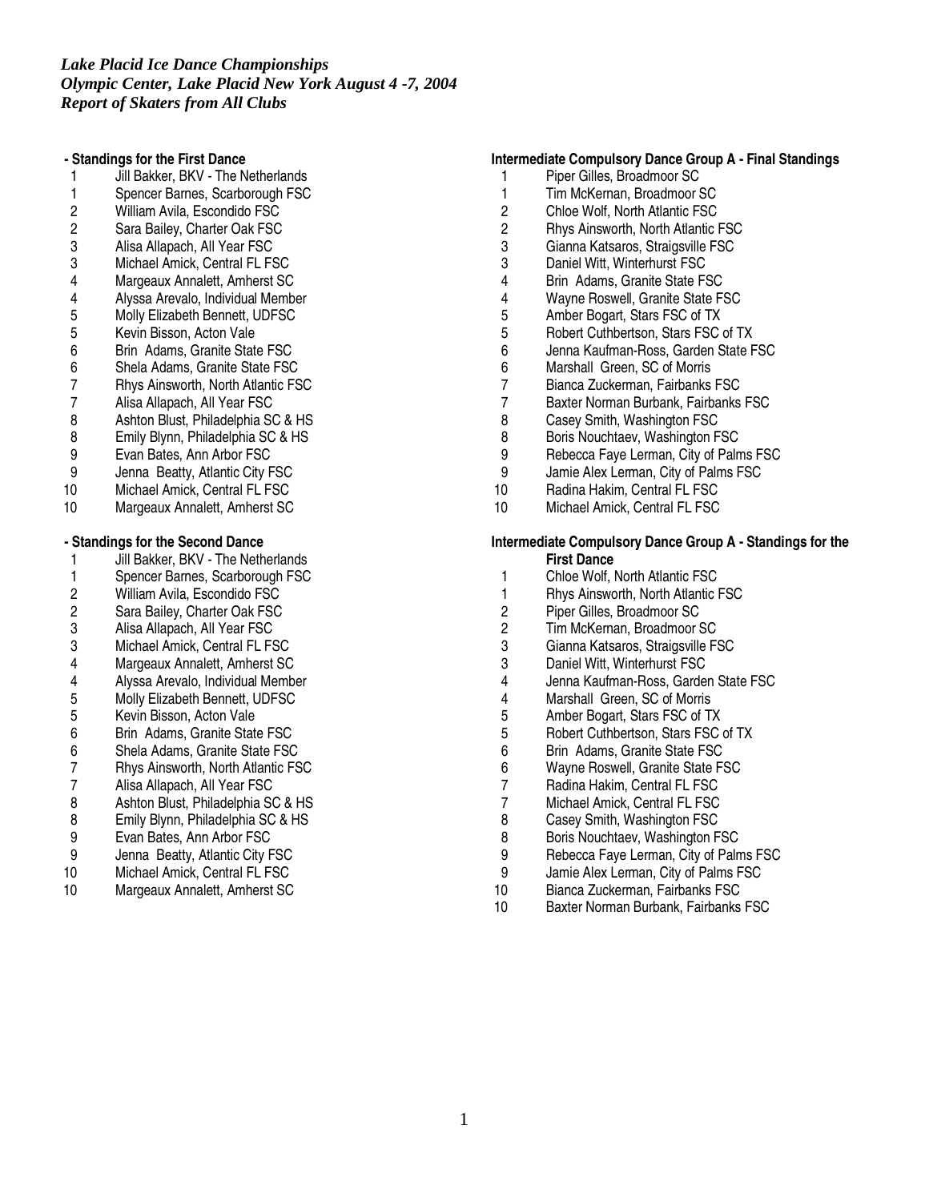*Lake Placid Ice Dance Championships*
*Olympic Center, Lake Placid New York August 4 -7, 2004*
*Report of Skaters from All Clubs*

**- Standings for the First Dance**

1 Jill Bakker, BKV - The Netherlands
1 Spencer Barnes, Scarborough FSC
2 William Avila, Escondido FSC
2 Sara Bailey, Charter Oak FSC
3 Alisa Allapach, All Year FSC
3 Michael Amick, Central FL FSC
4 Margeaux Annalett, Amherst SC
4 Alyssa Arevalo, Individual Member
5 Molly Elizabeth Bennett, UDFSC
5 Kevin Bisson, Acton Vale
6 Brin Adams, Granite State FSC
6 Shela Adams, Granite State FSC
7 Rhys Ainsworth, North Atlantic FSC
7 Alisa Allapach, All Year FSC
8 Ashton Blust, Philadelphia SC & HS
8 Emily Blynn, Philadelphia SC & HS
9 Evan Bates, Ann Arbor FSC
9 Jenna Beatty, Atlantic City FSC
10 Michael Amick, Central FL FSC
10 Margeaux Annalett, Amherst SC

**- Standings for the Second Dance**

1 Jill Bakker, BKV - The Netherlands
1 Spencer Barnes, Scarborough FSC
2 William Avila, Escondido FSC
2 Sara Bailey, Charter Oak FSC
3 Alisa Allapach, All Year FSC
3 Michael Amick, Central FL FSC
4 Margeaux Annalett, Amherst SC
4 Alyssa Arevalo, Individual Member
5 Molly Elizabeth Bennett, UDFSC
5 Kevin Bisson, Acton Vale
6 Brin Adams, Granite State FSC
6 Shela Adams, Granite State FSC
7 Rhys Ainsworth, North Atlantic FSC
7 Alisa Allapach, All Year FSC
8 Ashton Blust, Philadelphia SC & HS
8 Emily Blynn, Philadelphia SC & HS
9 Evan Bates, Ann Arbor FSC
9 Jenna Beatty, Atlantic City FSC
10 Michael Amick, Central FL FSC
10 Margeaux Annalett, Amherst SC

**Intermediate Compulsory Dance Group A - Final Standings**

1 Piper Gilles, Broadmoor SC
1 Tim McKernan, Broadmoor SC
2 Chloe Wolf, North Atlantic FSC
2 Rhys Ainsworth, North Atlantic FSC
3 Gianna Katsaros, Straigsville FSC
3 Daniel Witt, Winterhurst FSC
4 Brin Adams, Granite State FSC
4 Wayne Roswell, Granite State FSC
5 Amber Bogart, Stars FSC of TX
5 Robert Cuthbertson, Stars FSC of TX
6 Jenna Kaufman-Ross, Garden State FSC
6 Marshall Green, SC of Morris
7 Bianca Zuckerman, Fairbanks FSC
7 Baxter Norman Burbank, Fairbanks FSC
8 Casey Smith, Washington FSC
8 Boris Nouchtaev, Washington FSC
9 Rebecca Faye Lerman, City of Palms FSC
9 Jamie Alex Lerman, City of Palms FSC
10 Radina Hakim, Central FL FSC
10 Michael Amick, Central FL FSC

**Intermediate Compulsory Dance Group A - Standings for the First Dance**

1 Chloe Wolf, North Atlantic FSC
1 Rhys Ainsworth, North Atlantic FSC
2 Piper Gilles, Broadmoor SC
2 Tim McKernan, Broadmoor SC
3 Gianna Katsaros, Straigsville FSC
3 Daniel Witt, Winterhurst FSC
4 Jenna Kaufman-Ross, Garden State FSC
4 Marshall Green, SC of Morris
5 Amber Bogart, Stars FSC of TX
5 Robert Cuthbertson, Stars FSC of TX
6 Brin Adams, Granite State FSC
6 Wayne Roswell, Granite State FSC
7 Radina Hakim, Central FL FSC
7 Michael Amick, Central FL FSC
8 Casey Smith, Washington FSC
8 Boris Nouchtaev, Washington FSC
9 Rebecca Faye Lerman, City of Palms FSC
9 Jamie Alex Lerman, City of Palms FSC
10 Bianca Zuckerman, Fairbanks FSC
10 Baxter Norman Burbank, Fairbanks FSC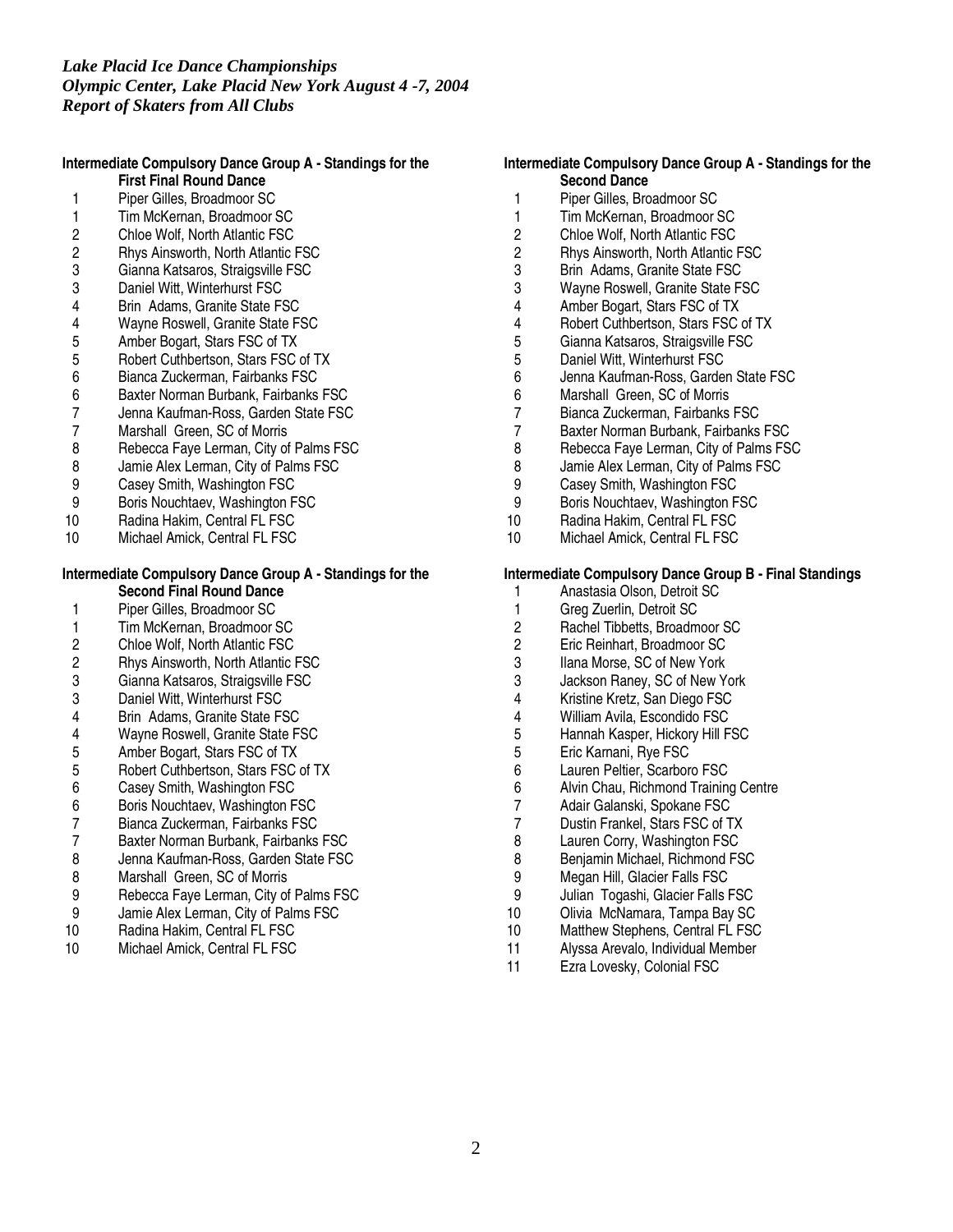*Lake Placid Ice Dance Championships*
*Olympic Center, Lake Placid New York August 4 -7, 2004*
*Report of Skaters from All Clubs*

**Intermediate Compulsory Dance Group A - Standings for the First Final Round Dance**

| | |
|---|---|
| 1 | Piper Gilles, Broadmoor SC |
| 1 | Tim McKernan, Broadmoor SC |
| 2 | Chloe Wolf, North Atlantic FSC |
| 2 | Rhys Ainsworth, North Atlantic FSC |
| 3 | Gianna Katsaros, Straigsville FSC |
| 3 | Daniel Witt, Winterhurst FSC |
| 4 | Brin Adams, Granite State FSC |
| 4 | Wayne Roswell, Granite State FSC |
| 5 | Amber Bogart, Stars FSC of TX |
| 5 | Robert Cuthbertson, Stars FSC of TX |
| 6 | Bianca Zuckerman, Fairbanks FSC |
| 6 | Baxter Norman Burbank, Fairbanks FSC |
| 7 | Jenna Kaufman-Ross, Garden State FSC |
| 7 | Marshall Green, SC of Morris |
| 8 | Rebecca Faye Lerman, City of Palms FSC |
| 8 | Jamie Alex Lerman, City of Palms FSC |
| 9 | Casey Smith, Washington FSC |
| 9 | Boris Nouchtaev, Washington FSC |
| 10 | Radina Hakim, Central FL FSC |
| 10 | Michael Amick, Central FL FSC |

**Intermediate Compulsory Dance Group A - Standings for the Second Final Round Dance**

| | |
|---|---|
| 1 | Piper Gilles, Broadmoor SC |
| 1 | Tim McKernan, Broadmoor SC |
| 2 | Chloe Wolf, North Atlantic FSC |
| 2 | Rhys Ainsworth, North Atlantic FSC |
| 3 | Gianna Katsaros, Straigsville FSC |
| 3 | Daniel Witt, Winterhurst FSC |
| 4 | Brin Adams, Granite State FSC |
| 4 | Wayne Roswell, Granite State FSC |
| 5 | Amber Bogart, Stars FSC of TX |
| 5 | Robert Cuthbertson, Stars FSC of TX |
| 6 | Casey Smith, Washington FSC |
| 6 | Boris Nouchtaev, Washington FSC |
| 7 | Bianca Zuckerman, Fairbanks FSC |
| 7 | Baxter Norman Burbank, Fairbanks FSC |
| 8 | Jenna Kaufman-Ross, Garden State FSC |
| 8 | Marshall Green, SC of Morris |
| 9 | Rebecca Faye Lerman, City of Palms FSC |
| 9 | Jamie Alex Lerman, City of Palms FSC |
| 10 | Radina Hakim, Central FL FSC |
| 10 | Michael Amick, Central FL FSC |

**Intermediate Compulsory Dance Group A - Standings for the Second Dance**

| | |
|---|---|
| 1 | Piper Gilles, Broadmoor SC |
| 1 | Tim McKernan, Broadmoor SC |
| 2 | Chloe Wolf, North Atlantic FSC |
| 2 | Rhys Ainsworth, North Atlantic FSC |
| 3 | Brin Adams, Granite State FSC |
| 3 | Wayne Roswell, Granite State FSC |
| 4 | Amber Bogart, Stars FSC of TX |
| 4 | Robert Cuthbertson, Stars FSC of TX |
| 5 | Gianna Katsaros, Straigsville FSC |
| 5 | Daniel Witt, Winterhurst FSC |
| 6 | Jenna Kaufman-Ross, Garden State FSC |
| 6 | Marshall Green, SC of Morris |
| 7 | Bianca Zuckerman, Fairbanks FSC |
| 7 | Baxter Norman Burbank, Fairbanks FSC |
| 8 | Rebecca Faye Lerman, City of Palms FSC |
| 8 | Jamie Alex Lerman, City of Palms FSC |
| 9 | Casey Smith, Washington FSC |
| 9 | Boris Nouchtaev, Washington FSC |
| 10 | Radina Hakim, Central FL FSC |
| 10 | Michael Amick, Central FL FSC |

**Intermediate Compulsory Dance Group B - Final Standings**

| | |
|---|---|
| 1 | Anastasia Olson, Detroit SC |
| 1 | Greg Zuerlin, Detroit SC |
| 2 | Rachel Tibbetts, Broadmoor SC |
| 2 | Eric Reinhart, Broadmoor SC |
| 3 | Ilana Morse, SC of New York |
| 3 | Jackson Raney, SC of New York |
| 4 | Kristine Kretz, San Diego FSC |
| 4 | William Avila, Escondido FSC |
| 5 | Hannah Kasper, Hickory Hill FSC |
| 5 | Eric Karnani, Rye FSC |
| 6 | Lauren Peltier, Scarboro FSC |
| 6 | Alvin Chau, Richmond Training Centre |
| 7 | Adair Galanski, Spokane FSC |
| 7 | Dustin Frankel, Stars FSC of TX |
| 8 | Lauren Corry, Washington FSC |
| 8 | Benjamin Michael, Richmond FSC |
| 9 | Megan Hill, Glacier Falls FSC |
| 9 | Julian Togashi, Glacier Falls FSC |
| 10 | Olivia McNamara, Tampa Bay SC |
| 10 | Matthew Stephens, Central FL FSC |
| 11 | Alyssa Arevalo, Individual Member |
| 11 | Ezra Lovesky, Colonial FSC |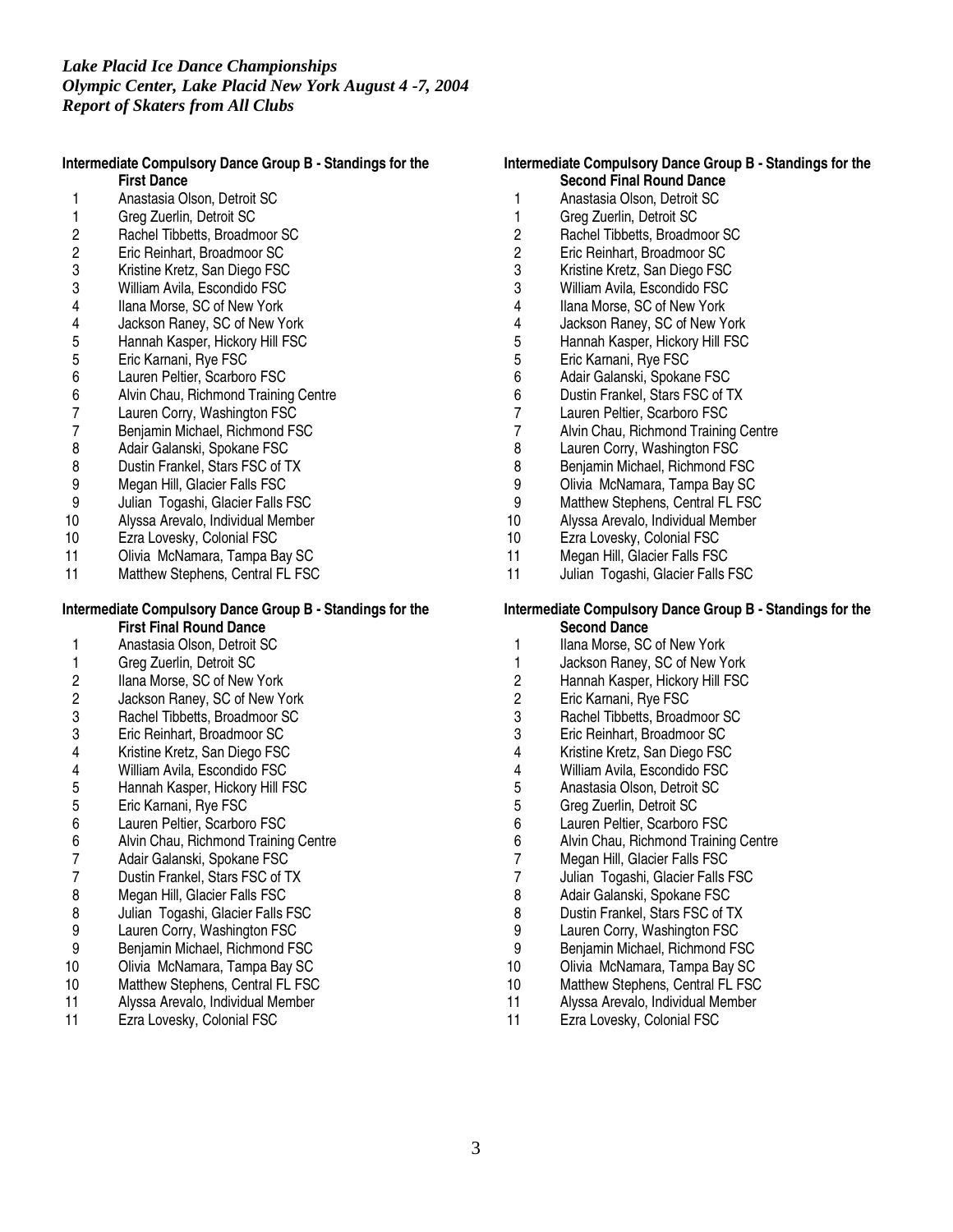*Lake Placid Ice Dance Championships*
*Olympic Center, Lake Placid New York August 4 -7, 2004*
*Report of Skaters from All Clubs*

**Intermediate Compulsory Dance Group B - Standings for the First Dance**

| | |
|---|---|
| 1 | Anastasia Olson, Detroit SC |
| 1 | Greg Zuerlin, Detroit SC |
| 2 | Rachel Tibbetts, Broadmoor SC |
| 2 | Eric Reinhart, Broadmoor SC |
| 3 | Kristine Kretz, San Diego FSC |
| 3 | William Avila, Escondido FSC |
| 4 | Ilana Morse, SC of New York |
| 4 | Jackson Raney, SC of New York |
| 5 | Hannah Kasper, Hickory Hill FSC |
| 5 | Eric Karnani, Rye FSC |
| 6 | Lauren Peltier, Scarboro FSC |
| 6 | Alvin Chau, Richmond Training Centre |
| 7 | Lauren Corry, Washington FSC |
| 7 | Benjamin Michael, Richmond FSC |
| 8 | Adair Galanski, Spokane FSC |
| 8 | Dustin Frankel, Stars FSC of TX |
| 9 | Megan Hill, Glacier Falls FSC |
| 9 | Julian Togashi, Glacier Falls FSC |
| 10 | Alyssa Arevalo, Individual Member |
| 10 | Ezra Lovesky, Colonial FSC |
| 11 | Olivia McNamara, Tampa Bay SC |
| 11 | Matthew Stephens, Central FL FSC |

**Intermediate Compulsory Dance Group B - Standings for the First Final Round Dance**

| | |
|---|---|
| 1 | Anastasia Olson, Detroit SC |
| 1 | Greg Zuerlin, Detroit SC |
| 2 | Ilana Morse, SC of New York |
| 2 | Jackson Raney, SC of New York |
| 3 | Rachel Tibbetts, Broadmoor SC |
| 3 | Eric Reinhart, Broadmoor SC |
| 4 | Kristine Kretz, San Diego FSC |
| 4 | William Avila, Escondido FSC |
| 5 | Hannah Kasper, Hickory Hill FSC |
| 5 | Eric Karnani, Rye FSC |
| 6 | Lauren Peltier, Scarboro FSC |
| 6 | Alvin Chau, Richmond Training Centre |
| 7 | Adair Galanski, Spokane FSC |
| 7 | Dustin Frankel, Stars FSC of TX |
| 8 | Megan Hill, Glacier Falls FSC |
| 8 | Julian Togashi, Glacier Falls FSC |
| 9 | Lauren Corry, Washington FSC |
| 9 | Benjamin Michael, Richmond FSC |
| 10 | Olivia McNamara, Tampa Bay SC |
| 10 | Matthew Stephens, Central FL FSC |
| 11 | Alyssa Arevalo, Individual Member |
| 11 | Ezra Lovesky, Colonial FSC |

**Intermediate Compulsory Dance Group B - Standings for the Second Final Round Dance**

| | |
|---|---|
| 1 | Anastasia Olson, Detroit SC |
| 1 | Greg Zuerlin, Detroit SC |
| 2 | Rachel Tibbetts, Broadmoor SC |
| 2 | Eric Reinhart, Broadmoor SC |
| 3 | Kristine Kretz, San Diego FSC |
| 3 | William Avila, Escondido FSC |
| 4 | Ilana Morse, SC of New York |
| 4 | Jackson Raney, SC of New York |
| 5 | Hannah Kasper, Hickory Hill FSC |
| 5 | Eric Karnani, Rye FSC |
| 6 | Adair Galanski, Spokane FSC |
| 6 | Dustin Frankel, Stars FSC of TX |
| 7 | Lauren Peltier, Scarboro FSC |
| 7 | Alvin Chau, Richmond Training Centre |
| 8 | Lauren Corry, Washington FSC |
| 8 | Benjamin Michael, Richmond FSC |
| 9 | Olivia McNamara, Tampa Bay SC |
| 9 | Matthew Stephens, Central FL FSC |
| 10 | Alyssa Arevalo, Individual Member |
| 10 | Ezra Lovesky, Colonial FSC |
| 11 | Megan Hill, Glacier Falls FSC |
| 11 | Julian Togashi, Glacier Falls FSC |

**Intermediate Compulsory Dance Group B - Standings for the Second Dance**

| | |
|---|---|
| 1 | Ilana Morse, SC of New York |
| 1 | Jackson Raney, SC of New York |
| 2 | Hannah Kasper, Hickory Hill FSC |
| 2 | Eric Karnani, Rye FSC |
| 3 | Rachel Tibbetts, Broadmoor SC |
| 3 | Eric Reinhart, Broadmoor SC |
| 4 | Kristine Kretz, San Diego FSC |
| 4 | William Avila, Escondido FSC |
| 5 | Anastasia Olson, Detroit SC |
| 5 | Greg Zuerlin, Detroit SC |
| 6 | Lauren Peltier, Scarboro FSC |
| 6 | Alvin Chau, Richmond Training Centre |
| 7 | Megan Hill, Glacier Falls FSC |
| 7 | Julian Togashi, Glacier Falls FSC |
| 8 | Adair Galanski, Spokane FSC |
| 8 | Dustin Frankel, Stars FSC of TX |
| 9 | Lauren Corry, Washington FSC |
| 9 | Benjamin Michael, Richmond FSC |
| 10 | Olivia McNamara, Tampa Bay SC |
| 10 | Matthew Stephens, Central FL FSC |
| 11 | Alyssa Arevalo, Individual Member |
| 11 | Ezra Lovesky, Colonial FSC |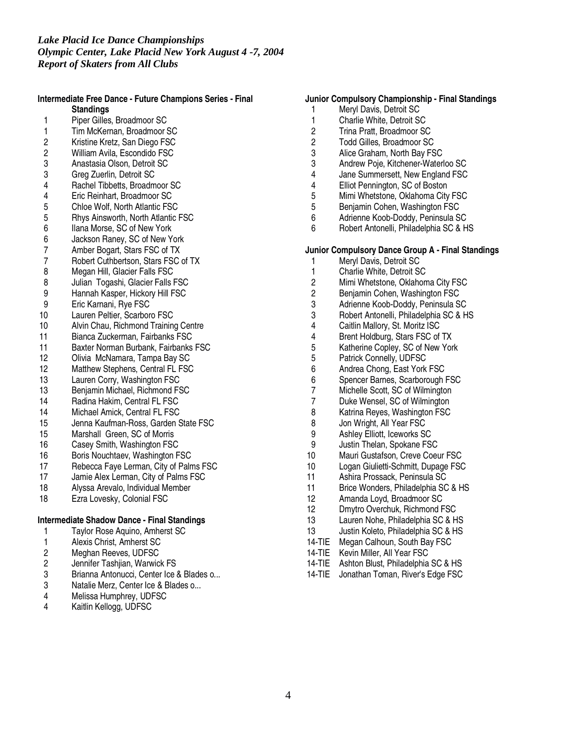*Lake Placid Ice Dance Championships*
*Olympic Center, Lake Placid New York August 4 -7, 2004*
*Report of Skaters from All Clubs*

**Intermediate Free Dance - Future Champions Series - Final Standings**

| | |
|---|---|
| 1 | Piper Gilles, Broadmoor SC |
| 1 | Tim McKernan, Broadmoor SC |
| 2 | Kristine Kretz, San Diego FSC |
| 2 | William Avila, Escondido FSC |
| 3 | Anastasia Olson, Detroit SC |
| 3 | Greg Zuerlin, Detroit SC |
| 4 | Rachel Tibbetts, Broadmoor SC |
| 4 | Eric Reinhart, Broadmoor SC |
| 5 | Chloe Wolf, North Atlantic FSC |
| 5 | Rhys Ainsworth, North Atlantic FSC |
| 6 | Ilana Morse, SC of New York |
| 6 | Jackson Raney, SC of New York |
| 7 | Amber Bogart, Stars FSC of TX |
| 7 | Robert Cuthbertson, Stars FSC of TX |
| 8 | Megan Hill, Glacier Falls FSC |
| 8 | Julian Togashi, Glacier Falls FSC |
| 9 | Hannah Kasper, Hickory Hill FSC |
| 9 | Eric Karnani, Rye FSC |
| 10 | Lauren Peltier, Scarboro FSC |
| 10 | Alvin Chau, Richmond Training Centre |
| 11 | Bianca Zuckerman, Fairbanks FSC |
| 11 | Baxter Norman Burbank, Fairbanks FSC |
| 12 | Olivia McNamara, Tampa Bay SC |
| 12 | Matthew Stephens, Central FL FSC |
| 13 | Lauren Corry, Washington FSC |
| 13 | Benjamin Michael, Richmond FSC |
| 14 | Radina Hakim, Central FL FSC |
| 14 | Michael Amick, Central FL FSC |
| 15 | Jenna Kaufman-Ross, Garden State FSC |
| 15 | Marshall Green, SC of Morris |
| 16 | Casey Smith, Washington FSC |
| 16 | Boris Nouchtaev, Washington FSC |
| 17 | Rebecca Faye Lerman, City of Palms FSC |
| 17 | Jamie Alex Lerman, City of Palms FSC |
| 18 | Alyssa Arevalo, Individual Member |
| 18 | Ezra Lovesky, Colonial FSC |

**Intermediate Shadow Dance - Final Standings**

| | |
|---|---|
| 1 | Taylor Rose Aquino, Amherst SC |
| 1 | Alexis Christ, Amherst SC |
| 2 | Meghan Reeves, UDFSC |
| 2 | Jennifer Tashjian, Warwick FS |
| 3 | Brianna Antonucci, Center Ice & Blades o... |
| 3 | Natalie Merz, Center Ice & Blades o... |
| 4 | Melissa Humphrey, UDFSC |
| 4 | Kaitlin Kellogg, UDFSC |

**Junior Compulsory Championship - Final Standings**

| | |
|---|---|
| 1 | Meryl Davis, Detroit SC |
| 1 | Charlie White, Detroit SC |
| 2 | Trina Pratt, Broadmoor SC |
| 2 | Todd Gilles, Broadmoor SC |
| 3 | Alice Graham, North Bay FSC |
| 3 | Andrew Poje, Kitchener-Waterloo SC |
| 4 | Jane Summersett, New England FSC |
| 4 | Elliot Pennington, SC of Boston |
| 5 | Mimi Whetstone, Oklahoma City FSC |
| 5 | Benjamin Cohen, Washington FSC |
| 6 | Adrienne Koob-Doddy, Peninsula SC |
| 6 | Robert Antonelli, Philadelphia SC & HS |

**Junior Compulsory Dance Group A - Final Standings**

| | |
|---|---|
| 1 | Meryl Davis, Detroit SC |
| 1 | Charlie White, Detroit SC |
| 2 | Mimi Whetstone, Oklahoma City FSC |
| 2 | Benjamin Cohen, Washington FSC |
| 3 | Adrienne Koob-Doddy, Peninsula SC |
| 3 | Robert Antonelli, Philadelphia SC & HS |
| 4 | Caitlin Mallory, St. Moritz ISC |
| 4 | Brent Holdburg, Stars FSC of TX |
| 5 | Katherine Copley, SC of New York |
| 5 | Patrick Connelly, UDFSC |
| 6 | Andrea Chong, East York FSC |
| 6 | Spencer Barnes, Scarborough FSC |
| 7 | Michelle Scott, SC of Wilmington |
| 7 | Duke Wensel, SC of Wilmington |
| 8 | Katrina Reyes, Washington FSC |
| 8 | Jon Wright, All Year FSC |
| 9 | Ashley Elliott, Iceworks SC |
| 9 | Justin Thelan, Spokane FSC |
| 10 | Mauri Gustafson, Creve Coeur FSC |
| 10 | Logan Giulietti-Schmitt, Dupage FSC |
| 11 | Ashira Prossack, Peninsula SC |
| 11 | Brice Wonders, Philadelphia SC & HS |
| 12 | Amanda Loyd, Broadmoor SC |
| 12 | Dmytro Overchuk, Richmond FSC |
| 13 | Lauren Nohe, Philadelphia SC & HS |
| 13 | Justin Koleto, Philadelphia SC & HS |
| 14-TIE | Megan Calhoun, South Bay FSC |
| 14-TIE | Kevin Miller, All Year FSC |
| 14-TIE | Ashton Blust, Philadelphia SC & HS |
| 14-TIE | Jonathan Toman, River's Edge FSC |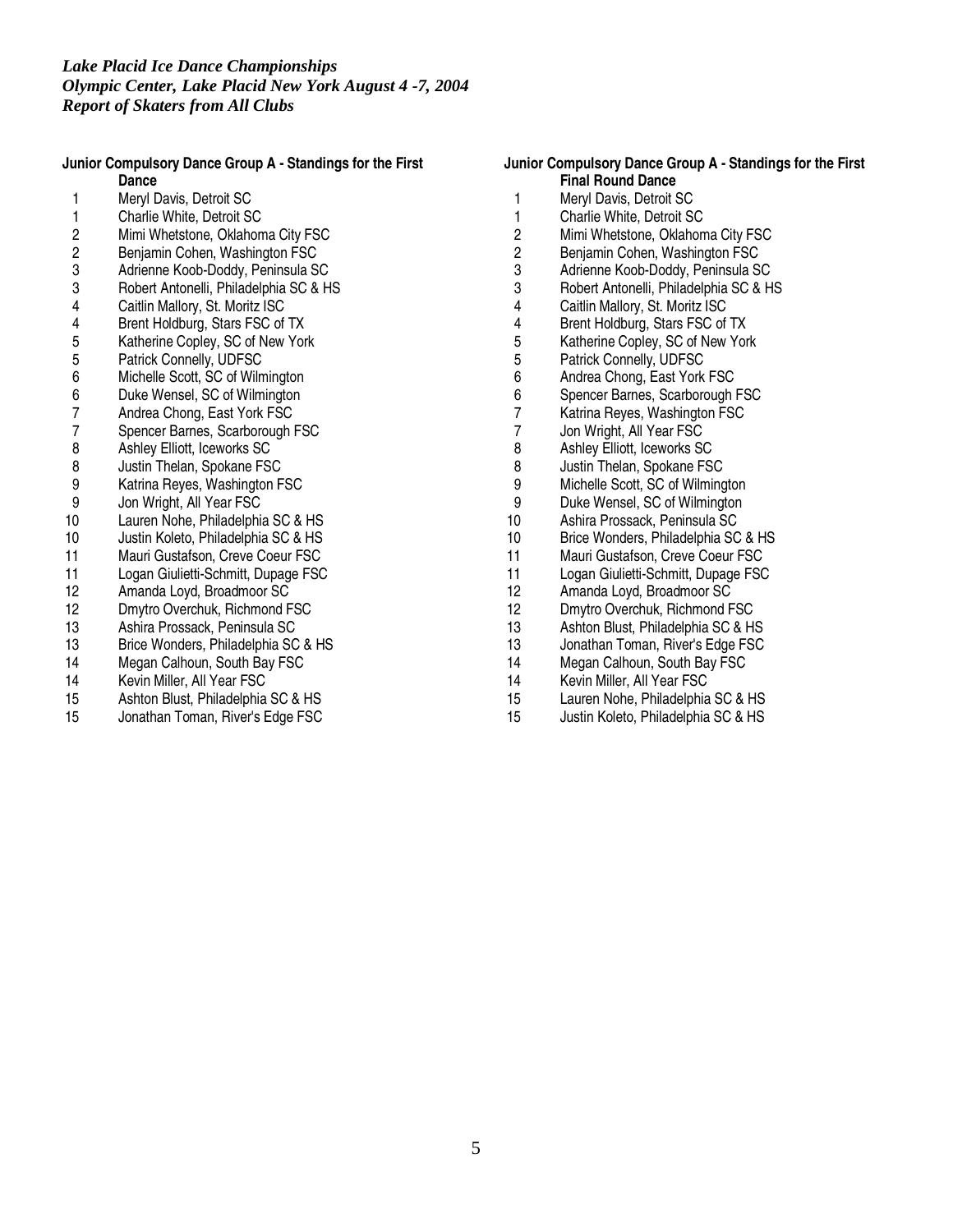*Lake Placid Ice Dance Championships*
*Olympic Center, Lake Placid New York August 4 -7, 2004*
*Report of Skaters from All Clubs*

**Junior Compulsory Dance Group A - Standings for the First Dance**

| | |
|---|---|
| 1 | Meryl Davis, Detroit SC |
| 1 | Charlie White, Detroit SC |
| 2 | Mimi Whetstone, Oklahoma City FSC |
| 2 | Benjamin Cohen, Washington FSC |
| 3 | Adrienne Koob-Doddy, Peninsula SC |
| 3 | Robert Antonelli, Philadelphia SC & HS |
| 4 | Caitlin Mallory, St. Moritz ISC |
| 4 | Brent Holdburg, Stars FSC of TX |
| 5 | Katherine Copley, SC of New York |
| 5 | Patrick Connelly, UDFSC |
| 6 | Michelle Scott, SC of Wilmington |
| 6 | Duke Wensel, SC of Wilmington |
| 7 | Andrea Chong, East York FSC |
| 7 | Spencer Barnes, Scarborough FSC |
| 8 | Ashley Elliott, Iceworks SC |
| 8 | Justin Thelan, Spokane FSC |
| 9 | Katrina Reyes, Washington FSC |
| 9 | Jon Wright, All Year FSC |
| 10 | Lauren Nohe, Philadelphia SC & HS |
| 10 | Justin Koleto, Philadelphia SC & HS |
| 11 | Mauri Gustafson, Creve Coeur FSC |
| 11 | Logan Giulietti-Schmitt, Dupage FSC |
| 12 | Amanda Loyd, Broadmoor SC |
| 12 | Dmytro Overchuk, Richmond FSC |
| 13 | Ashira Prossack, Peninsula SC |
| 13 | Brice Wonders, Philadelphia SC & HS |
| 14 | Megan Calhoun, South Bay FSC |
| 14 | Kevin Miller, All Year FSC |
| 15 | Ashton Blust, Philadelphia SC & HS |
| 15 | Jonathan Toman, River's Edge FSC |

**Junior Compulsory Dance Group A - Standings for the First Final Round Dance**

| | |
|---|---|
| 1 | Meryl Davis, Detroit SC |
| 1 | Charlie White, Detroit SC |
| 2 | Mimi Whetstone, Oklahoma City FSC |
| 2 | Benjamin Cohen, Washington FSC |
| 3 | Adrienne Koob-Doddy, Peninsula SC |
| 3 | Robert Antonelli, Philadelphia SC & HS |
| 4 | Caitlin Mallory, St. Moritz ISC |
| 4 | Brent Holdburg, Stars FSC of TX |
| 5 | Katherine Copley, SC of New York |
| 5 | Patrick Connelly, UDFSC |
| 6 | Andrea Chong, East York FSC |
| 6 | Spencer Barnes, Scarborough FSC |
| 7 | Katrina Reyes, Washington FSC |
| 7 | Jon Wright, All Year FSC |
| 8 | Ashley Elliott, Iceworks SC |
| 8 | Justin Thelan, Spokane FSC |
| 9 | Michelle Scott, SC of Wilmington |
| 9 | Duke Wensel, SC of Wilmington |
| 10 | Ashira Prossack, Peninsula SC |
| 10 | Brice Wonders, Philadelphia SC & HS |
| 11 | Mauri Gustafson, Creve Coeur FSC |
| 11 | Logan Giulietti-Schmitt, Dupage FSC |
| 12 | Amanda Loyd, Broadmoor SC |
| 12 | Dmytro Overchuk, Richmond FSC |
| 13 | Ashton Blust, Philadelphia SC & HS |
| 13 | Jonathan Toman, River's Edge FSC |
| 14 | Megan Calhoun, South Bay FSC |
| 14 | Kevin Miller, All Year FSC |
| 15 | Lauren Nohe, Philadelphia SC & HS |
| 15 | Justin Koleto, Philadelphia SC & HS |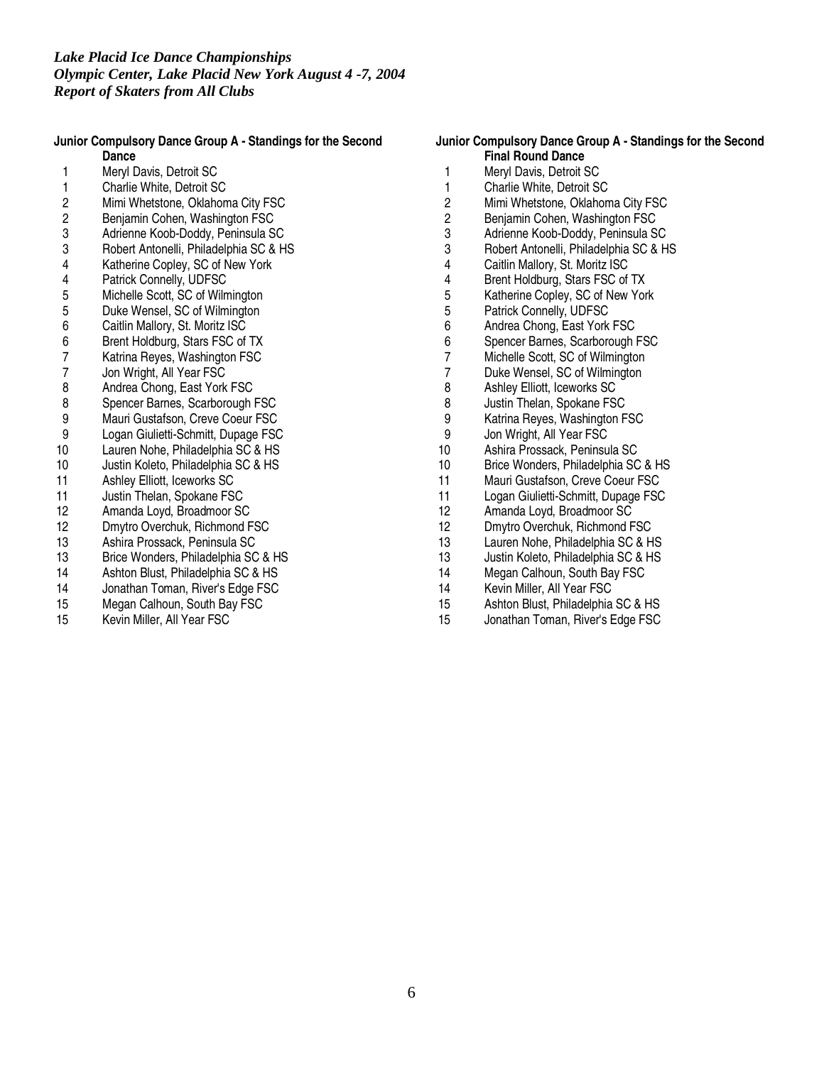*Lake Placid Ice Dance Championships*
*Olympic Center, Lake Placid New York August 4 -7, 2004*
*Report of Skaters from All Clubs*

**Junior Compulsory Dance Group A - Standings for the Second Dance**

| | |
|---|---|
| 1 | Meryl Davis, Detroit SC |
| 1 | Charlie White, Detroit SC |
| 2 | Mimi Whetstone, Oklahoma City FSC |
| 2 | Benjamin Cohen, Washington FSC |
| 3 | Adrienne Koob-Doddy, Peninsula SC |
| 3 | Robert Antonelli, Philadelphia SC & HS |
| 4 | Katherine Copley, SC of New York |
| 4 | Patrick Connelly, UDFSC |
| 5 | Michelle Scott, SC of Wilmington |
| 5 | Duke Wensel, SC of Wilmington |
| 6 | Caitlin Mallory, St. Moritz ISC |
| 6 | Brent Holdburg, Stars FSC of TX |
| 7 | Katrina Reyes, Washington FSC |
| 7 | Jon Wright, All Year FSC |
| 8 | Andrea Chong, East York FSC |
| 8 | Spencer Barnes, Scarborough FSC |
| 9 | Mauri Gustafson, Creve Coeur FSC |
| 9 | Logan Giulietti-Schmitt, Dupage FSC |
| 10 | Lauren Nohe, Philadelphia SC & HS |
| 10 | Justin Koleto, Philadelphia SC & HS |
| 11 | Ashley Elliott, Iceworks SC |
| 11 | Justin Thelan, Spokane FSC |
| 12 | Amanda Loyd, Broadmoor SC |
| 12 | Dmytro Overchuk, Richmond FSC |
| 13 | Ashira Prossack, Peninsula SC |
| 13 | Brice Wonders, Philadelphia SC & HS |
| 14 | Ashton Blust, Philadelphia SC & HS |
| 14 | Jonathan Toman, River's Edge FSC |
| 15 | Megan Calhoun, South Bay FSC |
| 15 | Kevin Miller, All Year FSC |

**Junior Compulsory Dance Group A - Standings for the Second Final Round Dance**

| | |
|---|---|
| 1 | Meryl Davis, Detroit SC |
| 1 | Charlie White, Detroit SC |
| 2 | Mimi Whetstone, Oklahoma City FSC |
| 2 | Benjamin Cohen, Washington FSC |
| 3 | Adrienne Koob-Doddy, Peninsula SC |
| 3 | Robert Antonelli, Philadelphia SC & HS |
| 4 | Caitlin Mallory, St. Moritz ISC |
| 4 | Brent Holdburg, Stars FSC of TX |
| 5 | Katherine Copley, SC of New York |
| 5 | Patrick Connelly, UDFSC |
| 6 | Andrea Chong, East York FSC |
| 6 | Spencer Barnes, Scarborough FSC |
| 7 | Michelle Scott, SC of Wilmington |
| 7 | Duke Wensel, SC of Wilmington |
| 8 | Ashley Elliott, Iceworks SC |
| 8 | Justin Thelan, Spokane FSC |
| 9 | Katrina Reyes, Washington FSC |
| 9 | Jon Wright, All Year FSC |
| 10 | Ashira Prossack, Peninsula SC |
| 10 | Brice Wonders, Philadelphia SC & HS |
| 11 | Mauri Gustafson, Creve Coeur FSC |
| 11 | Logan Giulietti-Schmitt, Dupage FSC |
| 12 | Amanda Loyd, Broadmoor SC |
| 12 | Dmytro Overchuk, Richmond FSC |
| 13 | Lauren Nohe, Philadelphia SC & HS |
| 13 | Justin Koleto, Philadelphia SC & HS |
| 14 | Megan Calhoun, South Bay FSC |
| 14 | Kevin Miller, All Year FSC |
| 15 | Ashton Blust, Philadelphia SC & HS |
| 15 | Jonathan Toman, River's Edge FSC |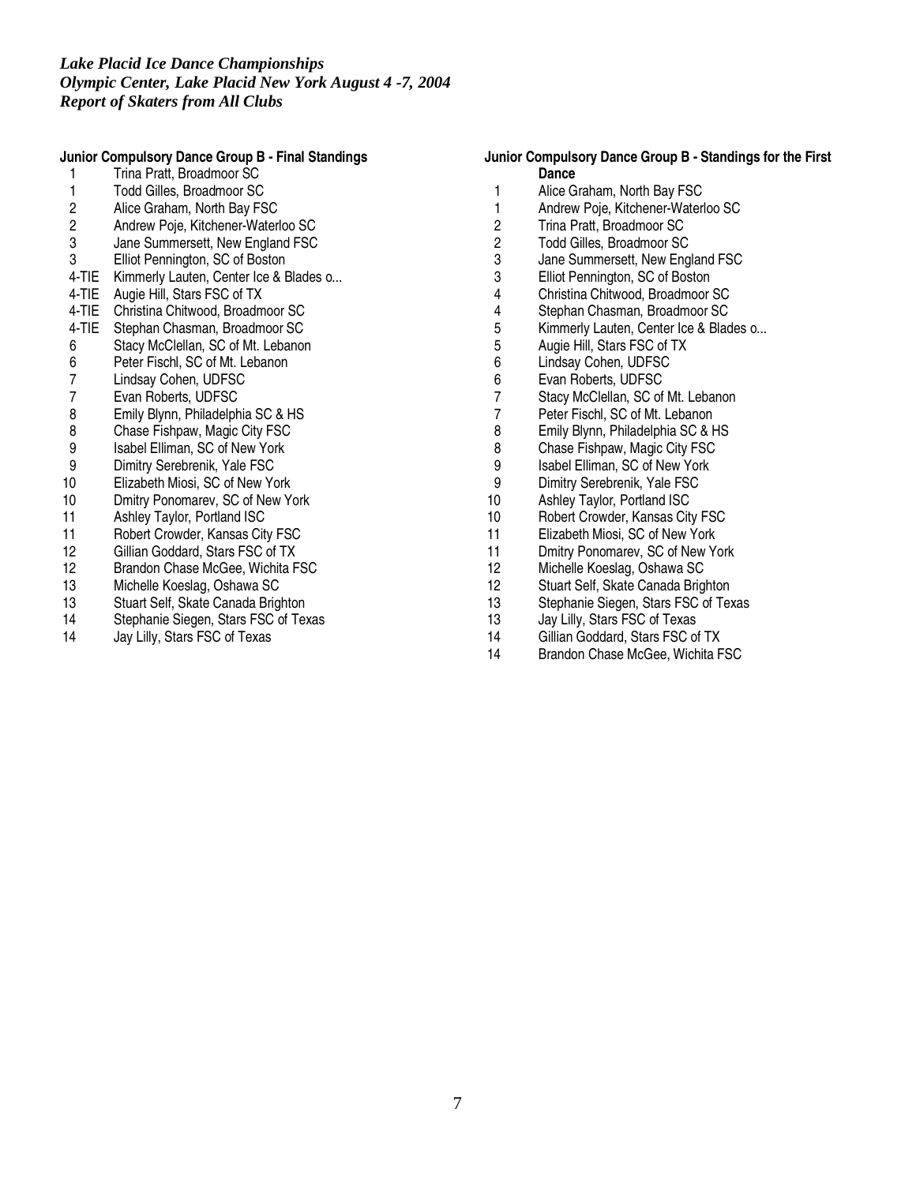*Lake Placid Ice Dance Championships*
*Olympic Center, Lake Placid New York August 4 -7, 2004*
*Report of Skaters from All Clubs*

**Junior Compulsory Dance Group B - Final Standings**

| | |
|---|---|
| 1 | Trina Pratt, Broadmoor SC |
| 1 | Todd Gilles, Broadmoor SC |
| 2 | Alice Graham, North Bay FSC |
| 2 | Andrew Poje, Kitchener-Waterloo SC |
| 3 | Jane Summersett, New England FSC |
| 3 | Elliot Pennington, SC of Boston |
| 4-TIE | Kimmerly Lauten, Center Ice & Blades o... |
| 4-TIE | Augie Hill, Stars FSC of TX |
| 4-TIE | Christina Chitwood, Broadmoor SC |
| 4-TIE | Stephan Chasman, Broadmoor SC |
| 6 | Stacy McClellan, SC of Mt. Lebanon |
| 6 | Peter Fischl, SC of Mt. Lebanon |
| 7 | Lindsay Cohen, UDFSC |
| 7 | Evan Roberts, UDFSC |
| 8 | Emily Blynn, Philadelphia SC & HS |
| 8 | Chase Fishpaw, Magic City FSC |
| 9 | Isabel Elliman, SC of New York |
| 9 | Dimitry Serebrenik, Yale FSC |
| 10 | Elizabeth Miosi, SC of New York |
| 10 | Dmitry Ponomarev, SC of New York |
| 11 | Ashley Taylor, Portland ISC |
| 11 | Robert Crowder, Kansas City FSC |
| 12 | Gillian Goddard, Stars FSC of TX |
| 12 | Brandon Chase McGee, Wichita FSC |
| 13 | Michelle Koeslag, Oshawa SC |
| 13 | Stuart Self, Skate Canada Brighton |
| 14 | Stephanie Siegen, Stars FSC of Texas |
| 14 | Jay Lilly, Stars FSC of Texas |

**Junior Compulsory Dance Group B - Standings for the First Dance**

| | |
|---|---|
| 1 | Alice Graham, North Bay FSC |
| 1 | Andrew Poje, Kitchener-Waterloo SC |
| 2 | Trina Pratt, Broadmoor SC |
| 2 | Todd Gilles, Broadmoor SC |
| 3 | Jane Summersett, New England FSC |
| 3 | Elliot Pennington, SC of Boston |
| 4 | Christina Chitwood, Broadmoor SC |
| 4 | Stephan Chasman, Broadmoor SC |
| 5 | Kimmerly Lauten, Center Ice & Blades o... |
| 5 | Augie Hill, Stars FSC of TX |
| 6 | Lindsay Cohen, UDFSC |
| 6 | Evan Roberts, UDFSC |
| 7 | Stacy McClellan, SC of Mt. Lebanon |
| 7 | Peter Fischl, SC of Mt. Lebanon |
| 8 | Emily Blynn, Philadelphia SC & HS |
| 8 | Chase Fishpaw, Magic City FSC |
| 9 | Isabel Elliman, SC of New York |
| 9 | Dimitry Serebrenik, Yale FSC |
| 10 | Ashley Taylor, Portland ISC |
| 10 | Robert Crowder, Kansas City FSC |
| 11 | Elizabeth Miosi, SC of New York |
| 11 | Dmitry Ponomarev, SC of New York |
| 12 | Michelle Koeslag, Oshawa SC |
| 12 | Stuart Self, Skate Canada Brighton |
| 13 | Stephanie Siegen, Stars FSC of Texas |
| 13 | Jay Lilly, Stars FSC of Texas |
| 14 | Gillian Goddard, Stars FSC of TX |
| 14 | Brandon Chase McGee, Wichita FSC |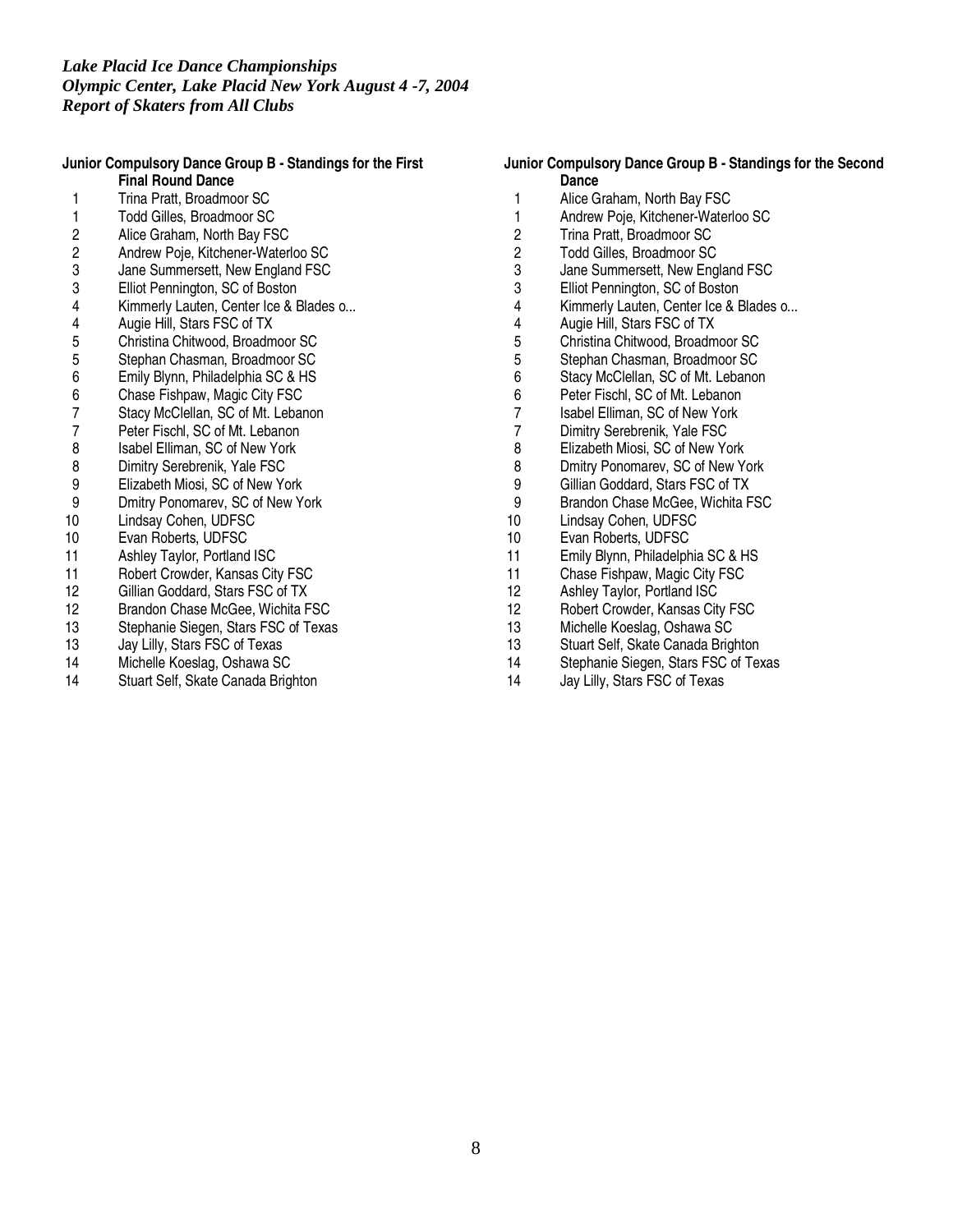*Lake Placid Ice Dance Championships*
*Olympic Center, Lake Placid New York August 4 -7, 2004*
*Report of Skaters from All Clubs*

**Junior Compulsory Dance Group B - Standings for the First Final Round Dance**

| | |
|---|---|
| 1 | Trina Pratt, Broadmoor SC |
| 1 | Todd Gilles, Broadmoor SC |
| 2 | Alice Graham, North Bay FSC |
| 2 | Andrew Poje, Kitchener-Waterloo SC |
| 3 | Jane Summersett, New England FSC |
| 3 | Elliot Pennington, SC of Boston |
| 4 | Kimmerly Lauten, Center Ice & Blades o... |
| 4 | Augie Hill, Stars FSC of TX |
| 5 | Christina Chitwood, Broadmoor SC |
| 5 | Stephan Chasman, Broadmoor SC |
| 6 | Emily Blynn, Philadelphia SC & HS |
| 6 | Chase Fishpaw, Magic City FSC |
| 7 | Stacy McClellan, SC of Mt. Lebanon |
| 7 | Peter Fischl, SC of Mt. Lebanon |
| 8 | Isabel Elliman, SC of New York |
| 8 | Dimitry Serebrenik, Yale FSC |
| 9 | Elizabeth Miosi, SC of New York |
| 9 | Dmitry Ponomarev, SC of New York |
| 10 | Lindsay Cohen, UDFSC |
| 10 | Evan Roberts, UDFSC |
| 11 | Ashley Taylor, Portland ISC |
| 11 | Robert Crowder, Kansas City FSC |
| 12 | Gillian Goddard, Stars FSC of TX |
| 12 | Brandon Chase McGee, Wichita FSC |
| 13 | Stephanie Siegen, Stars FSC of Texas |
| 13 | Jay Lilly, Stars FSC of Texas |
| 14 | Michelle Koeslag, Oshawa SC |
| 14 | Stuart Self, Skate Canada Brighton |

**Junior Compulsory Dance Group B - Standings for the Second Dance**

| | |
|---|---|
| 1 | Alice Graham, North Bay FSC |
| 1 | Andrew Poje, Kitchener-Waterloo SC |
| 2 | Trina Pratt, Broadmoor SC |
| 2 | Todd Gilles, Broadmoor SC |
| 3 | Jane Summersett, New England FSC |
| 3 | Elliot Pennington, SC of Boston |
| 4 | Kimmerly Lauten, Center Ice & Blades o... |
| 4 | Augie Hill, Stars FSC of TX |
| 5 | Christina Chitwood, Broadmoor SC |
| 5 | Stephan Chasman, Broadmoor SC |
| 6 | Stacy McClellan, SC of Mt. Lebanon |
| 6 | Peter Fischl, SC of Mt. Lebanon |
| 7 | Isabel Elliman, SC of New York |
| 7 | Dimitry Serebrenik, Yale FSC |
| 8 | Elizabeth Miosi, SC of New York |
| 8 | Dmitry Ponomarev, SC of New York |
| 9 | Gillian Goddard, Stars FSC of TX |
| 9 | Brandon Chase McGee, Wichita FSC |
| 10 | Lindsay Cohen, UDFSC |
| 10 | Evan Roberts, UDFSC |
| 11 | Emily Blynn, Philadelphia SC & HS |
| 11 | Chase Fishpaw, Magic City FSC |
| 12 | Ashley Taylor, Portland ISC |
| 12 | Robert Crowder, Kansas City FSC |
| 13 | Michelle Koeslag, Oshawa SC |
| 13 | Stuart Self, Skate Canada Brighton |
| 14 | Stephanie Siegen, Stars FSC of Texas |
| 14 | Jay Lilly, Stars FSC of Texas |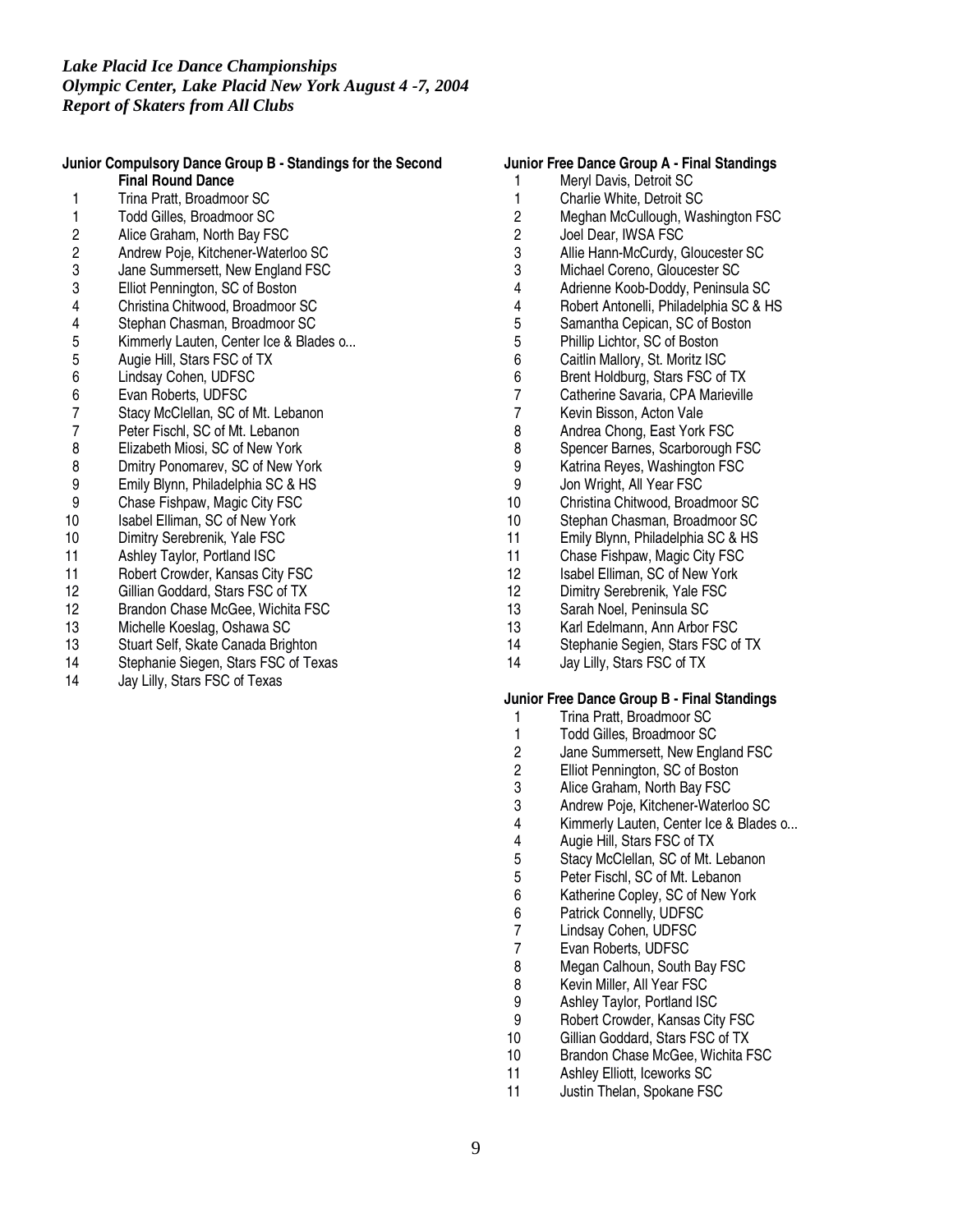*Lake Placid Ice Dance Championships*
*Olympic Center, Lake Placid New York August 4 -7, 2004*
*Report of Skaters from All Clubs*

**Junior Compulsory Dance Group B - Standings for the Second Final Round Dance**

| | |
|---|---|
| 1 | Trina Pratt, Broadmoor SC |
| 1 | Todd Gilles, Broadmoor SC |
| 2 | Alice Graham, North Bay FSC |
| 2 | Andrew Poje, Kitchener-Waterloo SC |
| 3 | Jane Summersett, New England FSC |
| 3 | Elliot Pennington, SC of Boston |
| 4 | Christina Chitwood, Broadmoor SC |
| 4 | Stephan Chasman, Broadmoor SC |
| 5 | Kimmerly Lauten, Center Ice & Blades o... |
| 5 | Augie Hill, Stars FSC of TX |
| 6 | Lindsay Cohen, UDFSC |
| 6 | Evan Roberts, UDFSC |
| 7 | Stacy McClellan, SC of Mt. Lebanon |
| 7 | Peter Fischl, SC of Mt. Lebanon |
| 8 | Elizabeth Miosi, SC of New York |
| 8 | Dmitry Ponomarev, SC of New York |
| 9 | Emily Blynn, Philadelphia SC & HS |
| 9 | Chase Fishpaw, Magic City FSC |
| 10 | Isabel Elliman, SC of New York |
| 10 | Dimitry Serebrenik, Yale FSC |
| 11 | Ashley Taylor, Portland ISC |
| 11 | Robert Crowder, Kansas City FSC |
| 12 | Gillian Goddard, Stars FSC of TX |
| 12 | Brandon Chase McGee, Wichita FSC |
| 13 | Michelle Koeslag, Oshawa SC |
| 13 | Stuart Self, Skate Canada Brighton |
| 14 | Stephanie Siegen, Stars FSC of Texas |
| 14 | Jay Lilly, Stars FSC of Texas |

**Junior Free Dance Group A - Final Standings**

| | |
|---|---|
| 1 | Meryl Davis, Detroit SC |
| 1 | Charlie White, Detroit SC |
| 2 | Meghan McCullough, Washington FSC |
| 2 | Joel Dear, IWSA FSC |
| 3 | Allie Hann-McCurdy, Gloucester SC |
| 3 | Michael Coreno, Gloucester SC |
| 4 | Adrienne Koob-Doddy, Peninsula SC |
| 4 | Robert Antonelli, Philadelphia SC & HS |
| 5 | Samantha Cepican, SC of Boston |
| 5 | Phillip Lichtor, SC of Boston |
| 6 | Caitlin Mallory, St. Moritz ISC |
| 6 | Brent Holdburg, Stars FSC of TX |
| 7 | Catherine Savaria, CPA Marieville |
| 7 | Kevin Bisson, Acton Vale |
| 8 | Andrea Chong, East York FSC |
| 8 | Spencer Barnes, Scarborough FSC |
| 9 | Katrina Reyes, Washington FSC |
| 9 | Jon Wright, All Year FSC |
| 10 | Christina Chitwood, Broadmoor SC |
| 10 | Stephan Chasman, Broadmoor SC |
| 11 | Emily Blynn, Philadelphia SC & HS |
| 11 | Chase Fishpaw, Magic City FSC |
| 12 | Isabel Elliman, SC of New York |
| 12 | Dimitry Serebrenik, Yale FSC |
| 13 | Sarah Noel, Peninsula SC |
| 13 | Karl Edelmann, Ann Arbor FSC |
| 14 | Stephanie Segien, Stars FSC of TX |
| 14 | Jay Lilly, Stars FSC of TX |

**Junior Free Dance Group B - Final Standings**

| | |
|---|---|
| 1 | Trina Pratt, Broadmoor SC |
| 1 | Todd Gilles, Broadmoor SC |
| 2 | Jane Summersett, New England FSC |
| 2 | Elliot Pennington, SC of Boston |
| 3 | Alice Graham, North Bay FSC |
| 3 | Andrew Poje, Kitchener-Waterloo SC |
| 4 | Kimmerly Lauten, Center Ice & Blades o... |
| 4 | Augie Hill, Stars FSC of TX |
| 5 | Stacy McClellan, SC of Mt. Lebanon |
| 5 | Peter Fischl, SC of Mt. Lebanon |
| 6 | Katherine Copley, SC of New York |
| 6 | Patrick Connelly, UDFSC |
| 7 | Lindsay Cohen, UDFSC |
| 7 | Evan Roberts, UDFSC |
| 8 | Megan Calhoun, South Bay FSC |
| 8 | Kevin Miller, All Year FSC |
| 9 | Ashley Taylor, Portland ISC |
| 9 | Robert Crowder, Kansas City FSC |
| 10 | Gillian Goddard, Stars FSC of TX |
| 10 | Brandon Chase McGee, Wichita FSC |
| 11 | Ashley Elliott, Iceworks SC |
| 11 | Justin Thelan, Spokane FSC |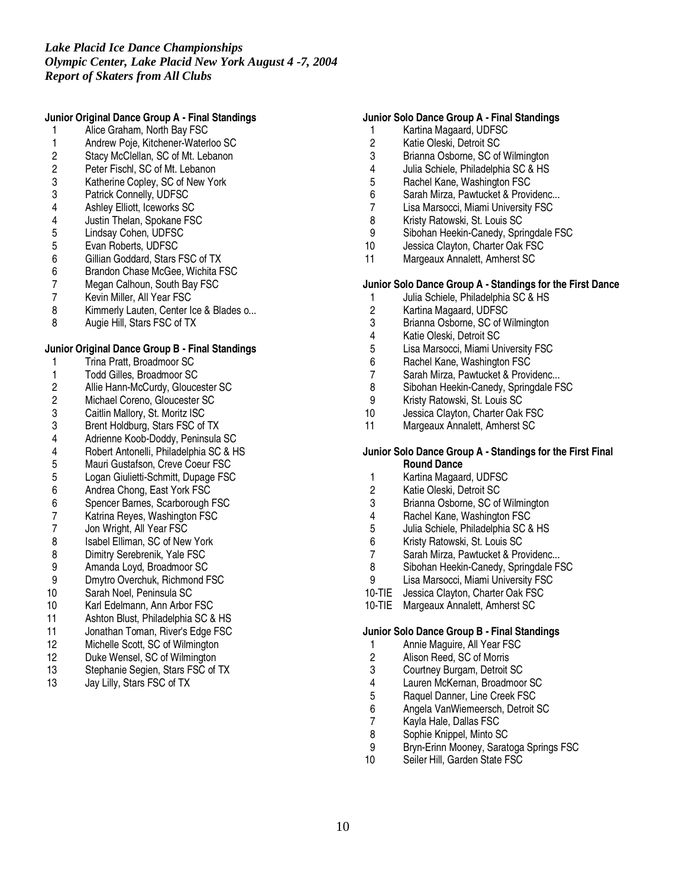*Lake Placid Ice Dance Championships*
*Olympic Center, Lake Placid New York August 4 -7, 2004*
*Report of Skaters from All Clubs*

**Junior Original Dance Group A - Final Standings**

| | |
|---|---|
| 1 | Alice Graham, North Bay FSC |
| 1 | Andrew Poje, Kitchener-Waterloo SC |
| 2 | Stacy McClellan, SC of Mt. Lebanon |
| 2 | Peter Fischl, SC of Mt. Lebanon |
| 3 | Katherine Copley, SC of New York |
| 3 | Patrick Connelly, UDFSC |
| 4 | Ashley Elliott, Iceworks SC |
| 4 | Justin Thelan, Spokane FSC |
| 5 | Lindsay Cohen, UDFSC |
| 5 | Evan Roberts, UDFSC |
| 6 | Gillian Goddard, Stars FSC of TX |
| 6 | Brandon Chase McGee, Wichita FSC |
| 7 | Megan Calhoun, South Bay FSC |
| 7 | Kevin Miller, All Year FSC |
| 8 | Kimmerly Lauten, Center Ice & Blades o... |
| 8 | Augie Hill, Stars FSC of TX |

**Junior Original Dance Group B - Final Standings**

| | |
|---|---|
| 1 | Trina Pratt, Broadmoor SC |
| 1 | Todd Gilles, Broadmoor SC |
| 2 | Allie Hann-McCurdy, Gloucester SC |
| 2 | Michael Coreno, Gloucester SC |
| 3 | Caitlin Mallory, St. Moritz ISC |
| 3 | Brent Holdburg, Stars FSC of TX |
| 4 | Adrienne Koob-Doddy, Peninsula SC |
| 4 | Robert Antonelli, Philadelphia SC & HS |
| 5 | Mauri Gustafson, Creve Coeur FSC |
| 5 | Logan Giulietti-Schmitt, Dupage FSC |
| 6 | Andrea Chong, East York FSC |
| 6 | Spencer Barnes, Scarborough FSC |
| 7 | Katrina Reyes, Washington FSC |
| 7 | Jon Wright, All Year FSC |
| 8 | Isabel Elliman, SC of New York |
| 8 | Dimitry Serebrenik, Yale FSC |
| 9 | Amanda Loyd, Broadmoor SC |
| 9 | Dmytro Overchuk, Richmond FSC |
| 10 | Sarah Noel, Peninsula SC |
| 10 | Karl Edelmann, Ann Arbor FSC |
| 11 | Ashton Blust, Philadelphia SC & HS |
| 11 | Jonathan Toman, River's Edge FSC |
| 12 | Michelle Scott, SC of Wilmington |
| 12 | Duke Wensel, SC of Wilmington |
| 13 | Stephanie Segien, Stars FSC of TX |
| 13 | Jay Lilly, Stars FSC of TX |

**Junior Solo Dance Group A - Final Standings**

| | |
|---|---|
| 1 | Kartina Magaard, UDFSC |
| 2 | Katie Oleski, Detroit SC |
| 3 | Brianna Osborne, SC of Wilmington |
| 4 | Julia Schiele, Philadelphia SC & HS |
| 5 | Rachel Kane, Washington FSC |
| 6 | Sarah Mirza, Pawtucket & Providenc... |
| 7 | Lisa Marsocci, Miami University FSC |
| 8 | Kristy Ratowski, St. Louis SC |
| 9 | Sibohan Heekin-Canedy, Springdale FSC |
| 10 | Jessica Clayton, Charter Oak FSC |
| 11 | Margeaux Annalett, Amherst SC |

**Junior Solo Dance Group A - Standings for the First Dance**

| | |
|---|---|
| 1 | Julia Schiele, Philadelphia SC & HS |
| 2 | Kartina Magaard, UDFSC |
| 3 | Brianna Osborne, SC of Wilmington |
| 4 | Katie Oleski, Detroit SC |
| 5 | Lisa Marsocci, Miami University FSC |
| 6 | Rachel Kane, Washington FSC |
| 7 | Sarah Mirza, Pawtucket & Providenc... |
| 8 | Sibohan Heekin-Canedy, Springdale FSC |
| 9 | Kristy Ratowski, St. Louis SC |
| 10 | Jessica Clayton, Charter Oak FSC |
| 11 | Margeaux Annalett, Amherst SC |

**Junior Solo Dance Group A - Standings for the First Final Round Dance**

| | |
|---|---|
| 1 | Kartina Magaard, UDFSC |
| 2 | Katie Oleski, Detroit SC |
| 3 | Brianna Osborne, SC of Wilmington |
| 4 | Rachel Kane, Washington FSC |
| 5 | Julia Schiele, Philadelphia SC & HS |
| 6 | Kristy Ratowski, St. Louis SC |
| 7 | Sarah Mirza, Pawtucket & Providenc... |
| 8 | Sibohan Heekin-Canedy, Springdale FSC |
| 9 | Lisa Marsocci, Miami University FSC |
| 10-TIE | Jessica Clayton, Charter Oak FSC |
| 10-TIE | Margeaux Annalett, Amherst SC |

**Junior Solo Dance Group B - Final Standings**

| | |
|---|---|
| 1 | Annie Maguire, All Year FSC |
| 2 | Alison Reed, SC of Morris |
| 3 | Courtney Burgam, Detroit SC |
| 4 | Lauren McKernan, Broadmoor SC |
| 5 | Raquel Danner, Line Creek FSC |
| 6 | Angela VanWiemeersch, Detroit SC |
| 7 | Kayla Hale, Dallas FSC |
| 8 | Sophie Knippel, Minto SC |
| 9 | Bryn-Erinn Mooney, Saratoga Springs FSC |
| 10 | Seiler Hill, Garden State FSC |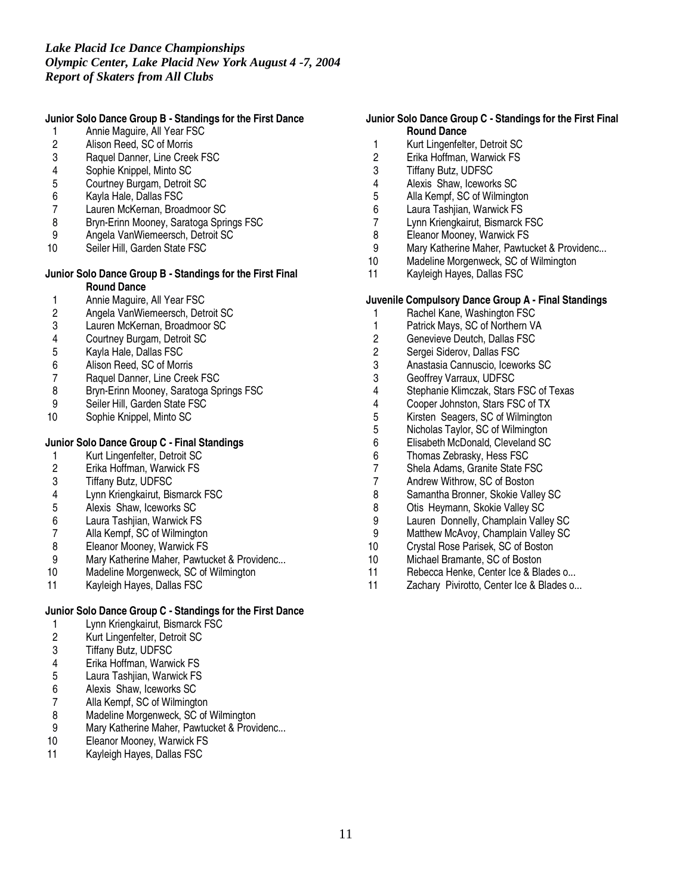*Lake Placid Ice Dance Championships*
*Olympic Center, Lake Placid New York August 4 -7, 2004*
*Report of Skaters from All Clubs*

**Junior Solo Dance Group B - Standings for the First Dance**

1 Annie Maguire, All Year FSC
2 Alison Reed, SC of Morris
3 Raquel Danner, Line Creek FSC
4 Sophie Knippel, Minto SC
5 Courtney Burgam, Detroit SC
6 Kayla Hale, Dallas FSC
7 Lauren McKernan, Broadmoor SC
8 Bryn-Erinn Mooney, Saratoga Springs FSC
9 Angela VanWiemeersch, Detroit SC
10 Seiler Hill, Garden State FSC

**Junior Solo Dance Group B - Standings for the First Final Round Dance**

1 Annie Maguire, All Year FSC
2 Angela VanWiemeersch, Detroit SC
3 Lauren McKernan, Broadmoor SC
4 Courtney Burgam, Detroit SC
5 Kayla Hale, Dallas FSC
6 Alison Reed, SC of Morris
7 Raquel Danner, Line Creek FSC
8 Bryn-Erinn Mooney, Saratoga Springs FSC
9 Seiler Hill, Garden State FSC
10 Sophie Knippel, Minto SC

**Junior Solo Dance Group C - Final Standings**

1 Kurt Lingenfelter, Detroit SC
2 Erika Hoffman, Warwick FS
3 Tiffany Butz, UDFSC
4 Lynn Kriengkairut, Bismarck FSC
5 Alexis Shaw, Iceworks SC
6 Laura Tashjian, Warwick FS
7 Alla Kempf, SC of Wilmington
8 Eleanor Mooney, Warwick FS
9 Mary Katherine Maher, Pawtucket & Providenc...
10 Madeline Morgenweck, SC of Wilmington
11 Kayleigh Hayes, Dallas FSC

**Junior Solo Dance Group C - Standings for the First Dance**

1 Lynn Kriengkairut, Bismarck FSC
2 Kurt Lingenfelter, Detroit SC
3 Tiffany Butz, UDFSC
4 Erika Hoffman, Warwick FS
5 Laura Tashjian, Warwick FS
6 Alexis Shaw, Iceworks SC
7 Alla Kempf, SC of Wilmington
8 Madeline Morgenweck, SC of Wilmington
9 Mary Katherine Maher, Pawtucket & Providenc...
10 Eleanor Mooney, Warwick FS
11 Kayleigh Hayes, Dallas FSC

**Junior Solo Dance Group C - Standings for the First Final Round Dance**

1 Kurt Lingenfelter, Detroit SC
2 Erika Hoffman, Warwick FS
3 Tiffany Butz, UDFSC
4 Alexis Shaw, Iceworks SC
5 Alla Kempf, SC of Wilmington
6 Laura Tashjian, Warwick FS
7 Lynn Kriengkairut, Bismarck FSC
8 Eleanor Mooney, Warwick FS
9 Mary Katherine Maher, Pawtucket & Providenc...
10 Madeline Morgenweck, SC of Wilmington
11 Kayleigh Hayes, Dallas FSC

**Juvenile Compulsory Dance Group A - Final Standings**

1 Rachel Kane, Washington FSC
1 Patrick Mays, SC of Northern VA
2 Genevieve Deutch, Dallas FSC
2 Sergei Siderov, Dallas FSC
3 Anastasia Cannuscio, Iceworks SC
3 Geoffrey Varraux, UDFSC
4 Stephanie Klimczak, Stars FSC of Texas
4 Cooper Johnston, Stars FSC of TX
5 Kirsten Seagers, SC of Wilmington
5 Nicholas Taylor, SC of Wilmington
6 Elisabeth McDonald, Cleveland SC
6 Thomas Zebrasky, Hess FSC
7 Shela Adams, Granite State FSC
7 Andrew Withrow, SC of Boston
8 Samantha Bronner, Skokie Valley SC
8 Otis Heymann, Skokie Valley SC
9 Lauren Donnelly, Champlain Valley SC
9 Matthew McAvoy, Champlain Valley SC
10 Crystal Rose Parisek, SC of Boston
10 Michael Bramante, SC of Boston
11 Rebecca Henke, Center Ice & Blades o...
11 Zachary Pivirotto, Center Ice & Blades o...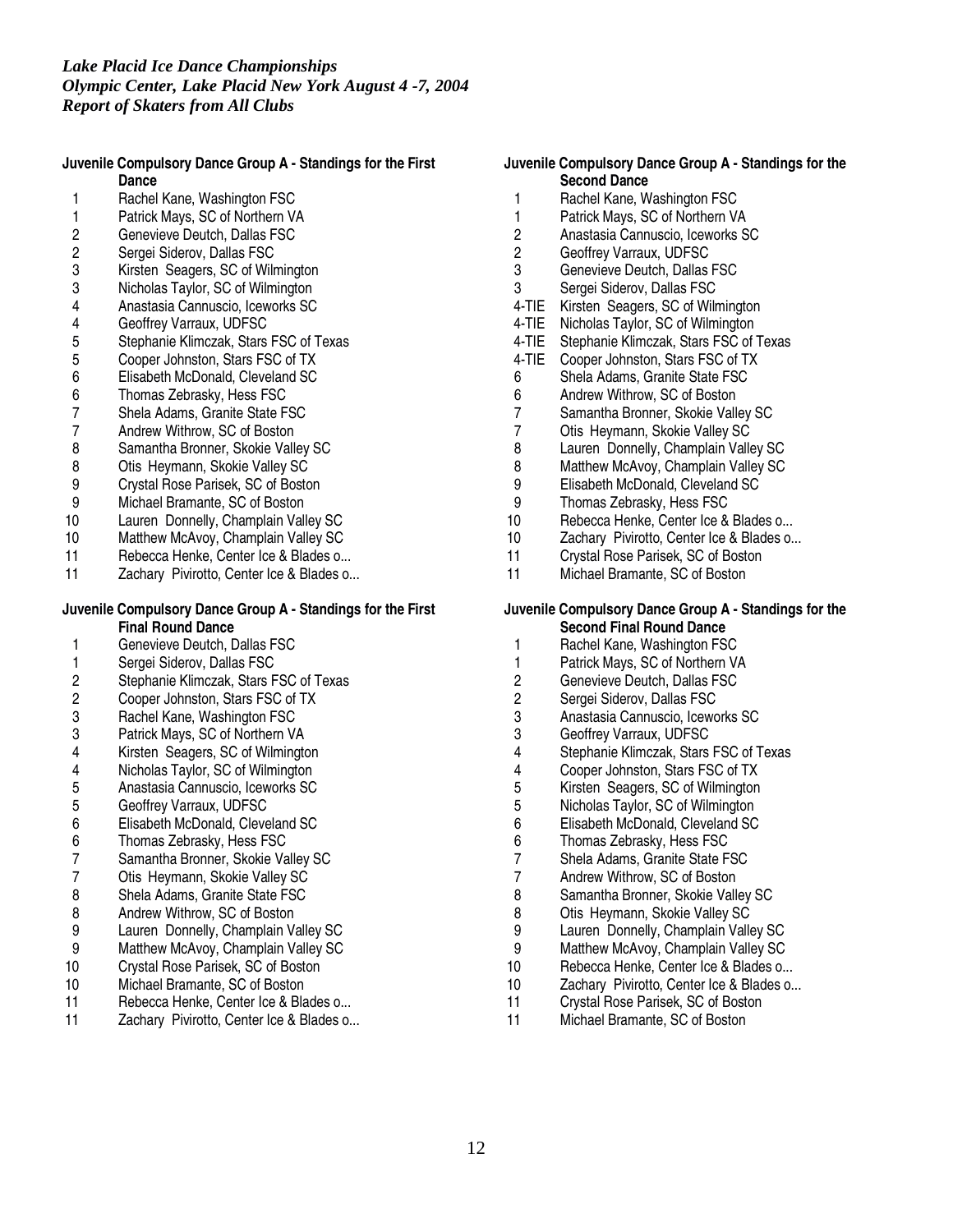*Lake Placid Ice Dance Championships*
*Olympic Center, Lake Placid New York August 4 -7, 2004*
*Report of Skaters from All Clubs*

**Juvenile Compulsory Dance Group A - Standings for the First Dance**

| | |
|---|---|
| 1 | Rachel Kane, Washington FSC |
| 1 | Patrick Mays, SC of Northern VA |
| 2 | Genevieve Deutch, Dallas FSC |
| 2 | Sergei Siderov, Dallas FSC |
| 3 | Kirsten Seagers, SC of Wilmington |
| 3 | Nicholas Taylor, SC of Wilmington |
| 4 | Anastasia Cannuscio, Iceworks SC |
| 4 | Geoffrey Varraux, UDFSC |
| 5 | Stephanie Klimczak, Stars FSC of Texas |
| 5 | Cooper Johnston, Stars FSC of TX |
| 6 | Elisabeth McDonald, Cleveland SC |
| 6 | Thomas Zebrasky, Hess FSC |
| 7 | Shela Adams, Granite State FSC |
| 7 | Andrew Withrow, SC of Boston |
| 8 | Samantha Bronner, Skokie Valley SC |
| 8 | Otis Heymann, Skokie Valley SC |
| 9 | Crystal Rose Parisek, SC of Boston |
| 9 | Michael Bramante, SC of Boston |
| 10 | Lauren Donnelly, Champlain Valley SC |
| 10 | Matthew McAvoy, Champlain Valley SC |
| 11 | Rebecca Henke, Center Ice & Blades o... |
| 11 | Zachary Pivirotto, Center Ice & Blades o... |

**Juvenile Compulsory Dance Group A - Standings for the First Final Round Dance**

| | |
|---|---|
| 1 | Genevieve Deutch, Dallas FSC |
| 1 | Sergei Siderov, Dallas FSC |
| 2 | Stephanie Klimczak, Stars FSC of Texas |
| 2 | Cooper Johnston, Stars FSC of TX |
| 3 | Rachel Kane, Washington FSC |
| 3 | Patrick Mays, SC of Northern VA |
| 4 | Kirsten Seagers, SC of Wilmington |
| 4 | Nicholas Taylor, SC of Wilmington |
| 5 | Anastasia Cannuscio, Iceworks SC |
| 5 | Geoffrey Varraux, UDFSC |
| 6 | Elisabeth McDonald, Cleveland SC |
| 6 | Thomas Zebrasky, Hess FSC |
| 7 | Samantha Bronner, Skokie Valley SC |
| 7 | Otis Heymann, Skokie Valley SC |
| 8 | Shela Adams, Granite State FSC |
| 8 | Andrew Withrow, SC of Boston |
| 9 | Lauren Donnelly, Champlain Valley SC |
| 9 | Matthew McAvoy, Champlain Valley SC |
| 10 | Crystal Rose Parisek, SC of Boston |
| 10 | Michael Bramante, SC of Boston |
| 11 | Rebecca Henke, Center Ice & Blades o... |
| 11 | Zachary Pivirotto, Center Ice & Blades o... |

**Juvenile Compulsory Dance Group A - Standings for the Second Dance**

| | |
|---|---|
| 1 | Rachel Kane, Washington FSC |
| 1 | Patrick Mays, SC of Northern VA |
| 2 | Anastasia Cannuscio, Iceworks SC |
| 2 | Geoffrey Varraux, UDFSC |
| 3 | Genevieve Deutch, Dallas FSC |
| 3 | Sergei Siderov, Dallas FSC |
| 4-TIE | Kirsten Seagers, SC of Wilmington |
| 4-TIE | Nicholas Taylor, SC of Wilmington |
| 4-TIE | Stephanie Klimczak, Stars FSC of Texas |
| 4-TIE | Cooper Johnston, Stars FSC of TX |
| 6 | Shela Adams, Granite State FSC |
| 6 | Andrew Withrow, SC of Boston |
| 7 | Samantha Bronner, Skokie Valley SC |
| 7 | Otis Heymann, Skokie Valley SC |
| 8 | Lauren Donnelly, Champlain Valley SC |
| 8 | Matthew McAvoy, Champlain Valley SC |
| 9 | Elisabeth McDonald, Cleveland SC |
| 9 | Thomas Zebrasky, Hess FSC |
| 10 | Rebecca Henke, Center Ice & Blades o... |
| 10 | Zachary Pivirotto, Center Ice & Blades o... |
| 11 | Crystal Rose Parisek, SC of Boston |
| 11 | Michael Bramante, SC of Boston |

**Juvenile Compulsory Dance Group A - Standings for the Second Final Round Dance**

| | |
|---|---|
| 1 | Rachel Kane, Washington FSC |
| 1 | Patrick Mays, SC of Northern VA |
| 2 | Genevieve Deutch, Dallas FSC |
| 2 | Sergei Siderov, Dallas FSC |
| 3 | Anastasia Cannuscio, Iceworks SC |
| 3 | Geoffrey Varraux, UDFSC |
| 4 | Stephanie Klimczak, Stars FSC of Texas |
| 4 | Cooper Johnston, Stars FSC of TX |
| 5 | Kirsten Seagers, SC of Wilmington |
| 5 | Nicholas Taylor, SC of Wilmington |
| 6 | Elisabeth McDonald, Cleveland SC |
| 6 | Thomas Zebrasky, Hess FSC |
| 7 | Shela Adams, Granite State FSC |
| 7 | Andrew Withrow, SC of Boston |
| 8 | Samantha Bronner, Skokie Valley SC |
| 8 | Otis Heymann, Skokie Valley SC |
| 9 | Lauren Donnelly, Champlain Valley SC |
| 9 | Matthew McAvoy, Champlain Valley SC |
| 10 | Rebecca Henke, Center Ice & Blades o... |
| 10 | Zachary Pivirotto, Center Ice & Blades o... |
| 11 | Crystal Rose Parisek, SC of Boston |
| 11 | Michael Bramante, SC of Boston |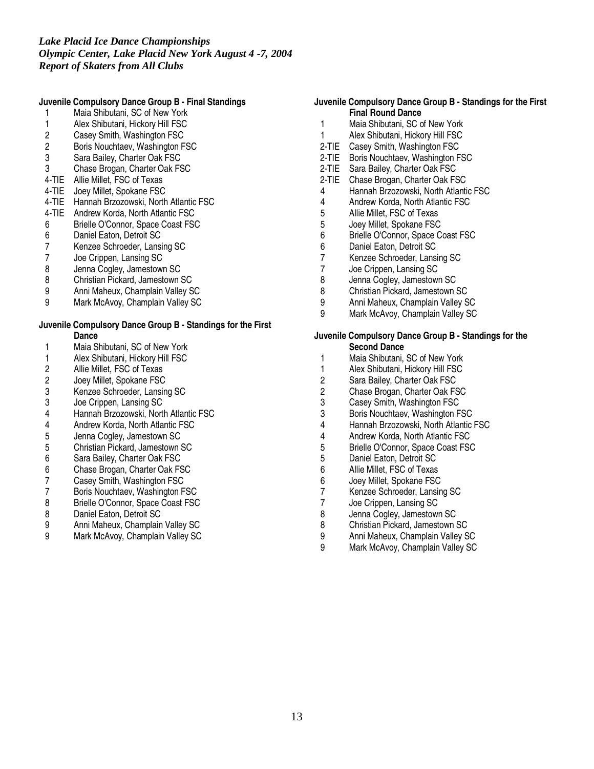*Lake Placid Ice Dance Championships*
*Olympic Center, Lake Placid New York August 4 -7, 2004*
*Report of Skaters from All Clubs*

**Juvenile Compulsory Dance Group B - Final Standings**

| | |
|---|---|
| 1 | Maia Shibutani, SC of New York |
| 1 | Alex Shibutani, Hickory Hill FSC |
| 2 | Casey Smith, Washington FSC |
| 2 | Boris Nouchtaev, Washington FSC |
| 3 | Sara Bailey, Charter Oak FSC |
| 3 | Chase Brogan, Charter Oak FSC |
| 4-TIE | Allie Millet, FSC of Texas |
| 4-TIE | Joey Millet, Spokane FSC |
| 4-TIE | Hannah Brzozowski, North Atlantic FSC |
| 4-TIE | Andrew Korda, North Atlantic FSC |
| 6 | Brielle O'Connor, Space Coast FSC |
| 6 | Daniel Eaton, Detroit SC |
| 7 | Kenzee Schroeder, Lansing SC |
| 7 | Joe Crippen, Lansing SC |
| 8 | Jenna Cogley, Jamestown SC |
| 8 | Christian Pickard, Jamestown SC |
| 9 | Anni Maheux, Champlain Valley SC |
| 9 | Mark McAvoy, Champlain Valley SC |

**Juvenile Compulsory Dance Group B - Standings for the First Dance**

| | |
|---|---|
| 1 | Maia Shibutani, SC of New York |
| 1 | Alex Shibutani, Hickory Hill FSC |
| 2 | Allie Millet, FSC of Texas |
| 2 | Joey Millet, Spokane FSC |
| 3 | Kenzee Schroeder, Lansing SC |
| 3 | Joe Crippen, Lansing SC |
| 4 | Hannah Brzozowski, North Atlantic FSC |
| 4 | Andrew Korda, North Atlantic FSC |
| 5 | Jenna Cogley, Jamestown SC |
| 5 | Christian Pickard, Jamestown SC |
| 6 | Sara Bailey, Charter Oak FSC |
| 6 | Chase Brogan, Charter Oak FSC |
| 7 | Casey Smith, Washington FSC |
| 7 | Boris Nouchtaev, Washington FSC |
| 8 | Brielle O'Connor, Space Coast FSC |
| 8 | Daniel Eaton, Detroit SC |
| 9 | Anni Maheux, Champlain Valley SC |
| 9 | Mark McAvoy, Champlain Valley SC |

**Juvenile Compulsory Dance Group B - Standings for the First Final Round Dance**

| | |
|---|---|
| 1 | Maia Shibutani, SC of New York |
| 1 | Alex Shibutani, Hickory Hill FSC |
| 2-TIE | Casey Smith, Washington FSC |
| 2-TIE | Boris Nouchtaev, Washington FSC |
| 2-TIE | Sara Bailey, Charter Oak FSC |
| 2-TIE | Chase Brogan, Charter Oak FSC |
| 4 | Hannah Brzozowski, North Atlantic FSC |
| 4 | Andrew Korda, North Atlantic FSC |
| 5 | Allie Millet, FSC of Texas |
| 5 | Joey Millet, Spokane FSC |
| 6 | Brielle O'Connor, Space Coast FSC |
| 6 | Daniel Eaton, Detroit SC |
| 7 | Kenzee Schroeder, Lansing SC |
| 7 | Joe Crippen, Lansing SC |
| 8 | Jenna Cogley, Jamestown SC |
| 8 | Christian Pickard, Jamestown SC |
| 9 | Anni Maheux, Champlain Valley SC |
| 9 | Mark McAvoy, Champlain Valley SC |

**Juvenile Compulsory Dance Group B - Standings for the Second Dance**

| | |
|---|---|
| 1 | Maia Shibutani, SC of New York |
| 1 | Alex Shibutani, Hickory Hill FSC |
| 2 | Sara Bailey, Charter Oak FSC |
| 2 | Chase Brogan, Charter Oak FSC |
| 3 | Casey Smith, Washington FSC |
| 3 | Boris Nouchtaev, Washington FSC |
| 4 | Hannah Brzozowski, North Atlantic FSC |
| 4 | Andrew Korda, North Atlantic FSC |
| 5 | Brielle O'Connor, Space Coast FSC |
| 5 | Daniel Eaton, Detroit SC |
| 6 | Allie Millet, FSC of Texas |
| 6 | Joey Millet, Spokane FSC |
| 7 | Kenzee Schroeder, Lansing SC |
| 7 | Joe Crippen, Lansing SC |
| 8 | Jenna Cogley, Jamestown SC |
| 8 | Christian Pickard, Jamestown SC |
| 9 | Anni Maheux, Champlain Valley SC |
| 9 | Mark McAvoy, Champlain Valley SC |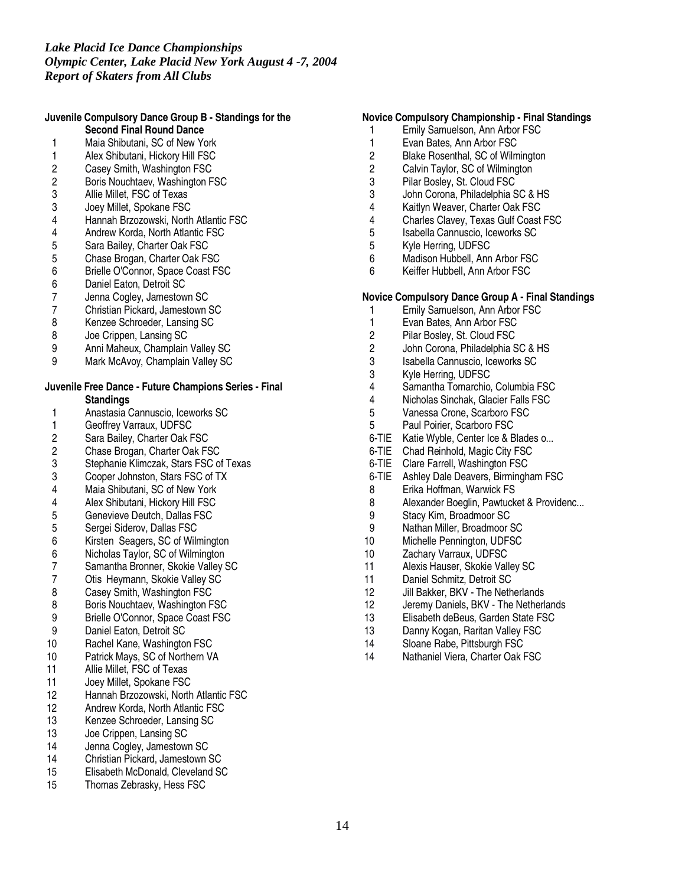*Lake Placid Ice Dance Championships*
*Olympic Center, Lake Placid New York August 4 -7, 2004*
*Report of Skaters from All Clubs*

**Juvenile Compulsory Dance Group B - Standings for the Second Final Round Dance**

| | |
|---|---|
| 1 | Maia Shibutani, SC of New York |
| 1 | Alex Shibutani, Hickory Hill FSC |
| 2 | Casey Smith, Washington FSC |
| 2 | Boris Nouchtaev, Washington FSC |
| 3 | Allie Millet, FSC of Texas |
| 3 | Joey Millet, Spokane FSC |
| 4 | Hannah Brzozowski, North Atlantic FSC |
| 4 | Andrew Korda, North Atlantic FSC |
| 5 | Sara Bailey, Charter Oak FSC |
| 5 | Chase Brogan, Charter Oak FSC |
| 6 | Brielle O'Connor, Space Coast FSC |
| 6 | Daniel Eaton, Detroit SC |
| 7 | Jenna Cogley, Jamestown SC |
| 7 | Christian Pickard, Jamestown SC |
| 8 | Kenzee Schroeder, Lansing SC |
| 8 | Joe Crippen, Lansing SC |
| 9 | Anni Maheux, Champlain Valley SC |
| 9 | Mark McAvoy, Champlain Valley SC |

**Juvenile Free Dance - Future Champions Series - Final Standings**

| | |
|---|---|
| 1 | Anastasia Cannuscio, Iceworks SC |
| 1 | Geoffrey Varraux, UDFSC |
| 2 | Sara Bailey, Charter Oak FSC |
| 2 | Chase Brogan, Charter Oak FSC |
| 3 | Stephanie Klimczak, Stars FSC of Texas |
| 3 | Cooper Johnston, Stars FSC of TX |
| 4 | Maia Shibutani, SC of New York |
| 4 | Alex Shibutani, Hickory Hill FSC |
| 5 | Genevieve Deutch, Dallas FSC |
| 5 | Sergei Siderov, Dallas FSC |
| 6 | Kirsten Seagers, SC of Wilmington |
| 6 | Nicholas Taylor, SC of Wilmington |
| 7 | Samantha Bronner, Skokie Valley SC |
| 7 | Otis Heymann, Skokie Valley SC |
| 8 | Casey Smith, Washington FSC |
| 8 | Boris Nouchtaev, Washington FSC |
| 9 | Brielle O'Connor, Space Coast FSC |
| 9 | Daniel Eaton, Detroit SC |
| 10 | Rachel Kane, Washington FSC |
| 10 | Patrick Mays, SC of Northern VA |
| 11 | Allie Millet, FSC of Texas |
| 11 | Joey Millet, Spokane FSC |
| 12 | Hannah Brzozowski, North Atlantic FSC |
| 12 | Andrew Korda, North Atlantic FSC |
| 13 | Kenzee Schroeder, Lansing SC |
| 13 | Joe Crippen, Lansing SC |
| 14 | Jenna Cogley, Jamestown SC |
| 14 | Christian Pickard, Jamestown SC |
| 15 | Elisabeth McDonald, Cleveland SC |
| 15 | Thomas Zebrasky, Hess FSC |

**Novice Compulsory Championship - Final Standings**

| | |
|---|---|
| 1 | Emily Samuelson, Ann Arbor FSC |
| 1 | Evan Bates, Ann Arbor FSC |
| 2 | Blake Rosenthal, SC of Wilmington |
| 2 | Calvin Taylor, SC of Wilmington |
| 3 | Pilar Bosley, St. Cloud FSC |
| 3 | John Corona, Philadelphia SC & HS |
| 4 | Kaitlyn Weaver, Charter Oak FSC |
| 4 | Charles Clavey, Texas Gulf Coast FSC |
| 5 | Isabella Cannuscio, Iceworks SC |
| 5 | Kyle Herring, UDFSC |
| 6 | Madison Hubbell, Ann Arbor FSC |
| 6 | Keiffer Hubbell, Ann Arbor FSC |

**Novice Compulsory Dance Group A - Final Standings**

| | |
|---|---|
| 1 | Emily Samuelson, Ann Arbor FSC |
| 1 | Evan Bates, Ann Arbor FSC |
| 2 | Pilar Bosley, St. Cloud FSC |
| 2 | John Corona, Philadelphia SC & HS |
| 3 | Isabella Cannuscio, Iceworks SC |
| 3 | Kyle Herring, UDFSC |
| 4 | Samantha Tomarchio, Columbia FSC |
| 4 | Nicholas Sinchak, Glacier Falls FSC |
| 5 | Vanessa Crone, Scarboro FSC |
| 5 | Paul Poirier, Scarboro FSC |
| 6-TIE | Katie Wyble, Center Ice & Blades o... |
| 6-TIE | Chad Reinhold, Magic City FSC |
| 6-TIE | Clare Farrell, Washington FSC |
| 6-TIE | Ashley Dale Deavers, Birmingham FSC |
| 8 | Erika Hoffman, Warwick FS |
| 8 | Alexander Boeglin, Pawtucket & Providenc... |
| 9 | Stacy Kim, Broadmoor SC |
| 9 | Nathan Miller, Broadmoor SC |
| 10 | Michelle Pennington, UDFSC |
| 10 | Zachary Varraux, UDFSC |
| 11 | Alexis Hauser, Skokie Valley SC |
| 11 | Daniel Schmitz, Detroit SC |
| 12 | Jill Bakker, BKV - The Netherlands |
| 12 | Jeremy Daniels, BKV - The Netherlands |
| 13 | Elisabeth deBeus, Garden State FSC |
| 13 | Danny Kogan, Raritan Valley FSC |
| 14 | Sloane Rabe, Pittsburgh FSC |
| 14 | Nathaniel Viera, Charter Oak FSC |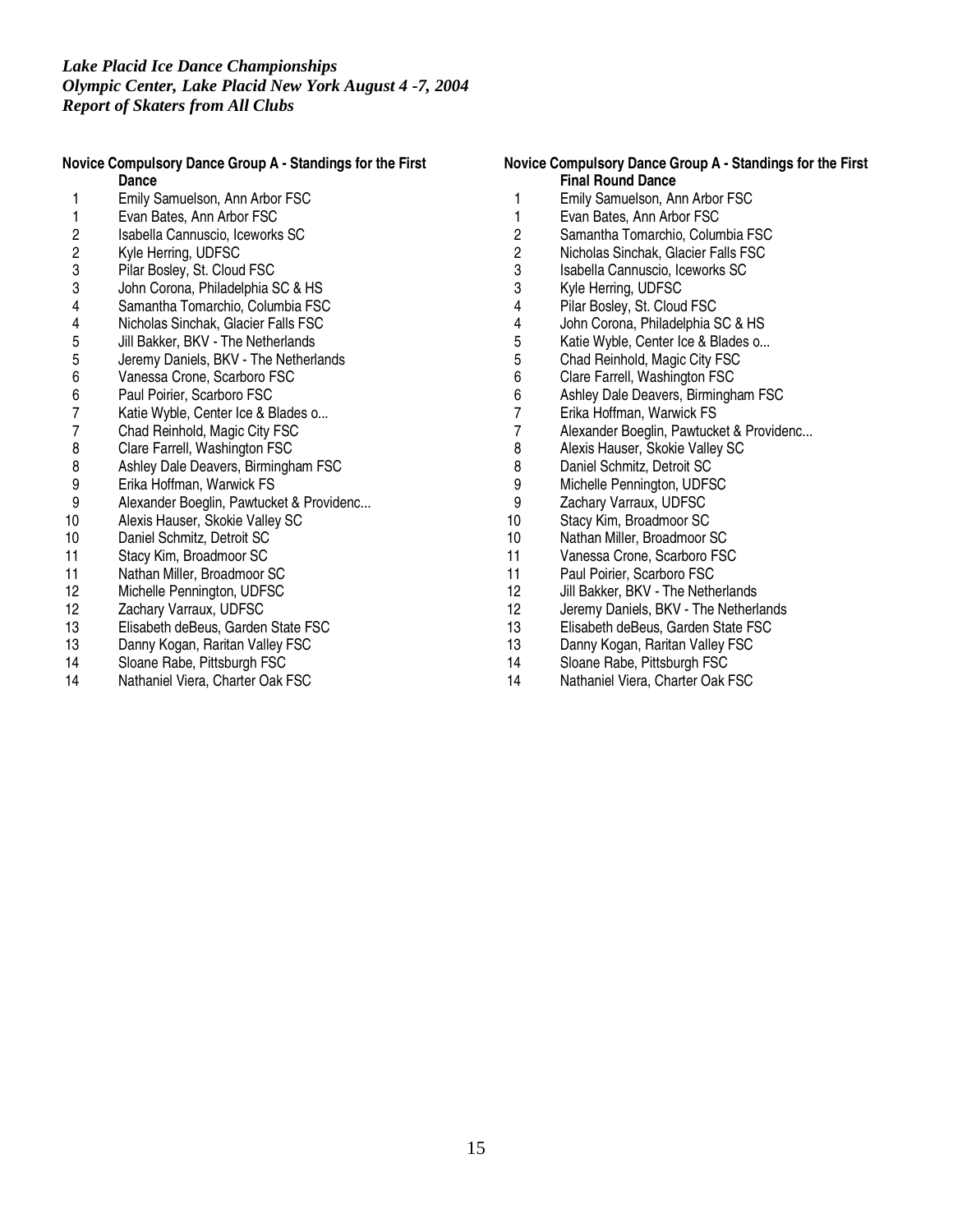*Lake Placid Ice Dance Championships*
*Olympic Center, Lake Placid New York August 4 -7, 2004*
*Report of Skaters from All Clubs*

**Novice Compulsory Dance Group A - Standings for the First Dance**

| | |
|---|---|
| 1 | Emily Samuelson, Ann Arbor FSC |
| 1 | Evan Bates, Ann Arbor FSC |
| 2 | Isabella Cannuscio, Iceworks SC |
| 2 | Kyle Herring, UDFSC |
| 3 | Pilar Bosley, St. Cloud FSC |
| 3 | John Corona, Philadelphia SC & HS |
| 4 | Samantha Tomarchio, Columbia FSC |
| 4 | Nicholas Sinchak, Glacier Falls FSC |
| 5 | Jill Bakker, BKV - The Netherlands |
| 5 | Jeremy Daniels, BKV - The Netherlands |
| 6 | Vanessa Crone, Scarboro FSC |
| 6 | Paul Poirier, Scarboro FSC |
| 7 | Katie Wyble, Center Ice & Blades o... |
| 7 | Chad Reinhold, Magic City FSC |
| 8 | Clare Farrell, Washington FSC |
| 8 | Ashley Dale Deavers, Birmingham FSC |
| 9 | Erika Hoffman, Warwick FS |
| 9 | Alexander Boeglin, Pawtucket & Providenc... |
| 10 | Alexis Hauser, Skokie Valley SC |
| 10 | Daniel Schmitz, Detroit SC |
| 11 | Stacy Kim, Broadmoor SC |
| 11 | Nathan Miller, Broadmoor SC |
| 12 | Michelle Pennington, UDFSC |
| 12 | Zachary Varraux, UDFSC |
| 13 | Elisabeth deBeus, Garden State FSC |
| 13 | Danny Kogan, Raritan Valley FSC |
| 14 | Sloane Rabe, Pittsburgh FSC |
| 14 | Nathaniel Viera, Charter Oak FSC |

**Novice Compulsory Dance Group A - Standings for the First Final Round Dance**

| | |
|---|---|
| 1 | Emily Samuelson, Ann Arbor FSC |
| 1 | Evan Bates, Ann Arbor FSC |
| 2 | Samantha Tomarchio, Columbia FSC |
| 2 | Nicholas Sinchak, Glacier Falls FSC |
| 3 | Isabella Cannuscio, Iceworks SC |
| 3 | Kyle Herring, UDFSC |
| 4 | Pilar Bosley, St. Cloud FSC |
| 4 | John Corona, Philadelphia SC & HS |
| 5 | Katie Wyble, Center Ice & Blades o... |
| 5 | Chad Reinhold, Magic City FSC |
| 6 | Clare Farrell, Washington FSC |
| 6 | Ashley Dale Deavers, Birmingham FSC |
| 7 | Erika Hoffman, Warwick FS |
| 7 | Alexander Boeglin, Pawtucket & Providenc... |
| 8 | Alexis Hauser, Skokie Valley SC |
| 8 | Daniel Schmitz, Detroit SC |
| 9 | Michelle Pennington, UDFSC |
| 9 | Zachary Varraux, UDFSC |
| 10 | Stacy Kim, Broadmoor SC |
| 10 | Nathan Miller, Broadmoor SC |
| 11 | Vanessa Crone, Scarboro FSC |
| 11 | Paul Poirier, Scarboro FSC |
| 12 | Jill Bakker, BKV - The Netherlands |
| 12 | Jeremy Daniels, BKV - The Netherlands |
| 13 | Elisabeth deBeus, Garden State FSC |
| 13 | Danny Kogan, Raritan Valley FSC |
| 14 | Sloane Rabe, Pittsburgh FSC |
| 14 | Nathaniel Viera, Charter Oak FSC |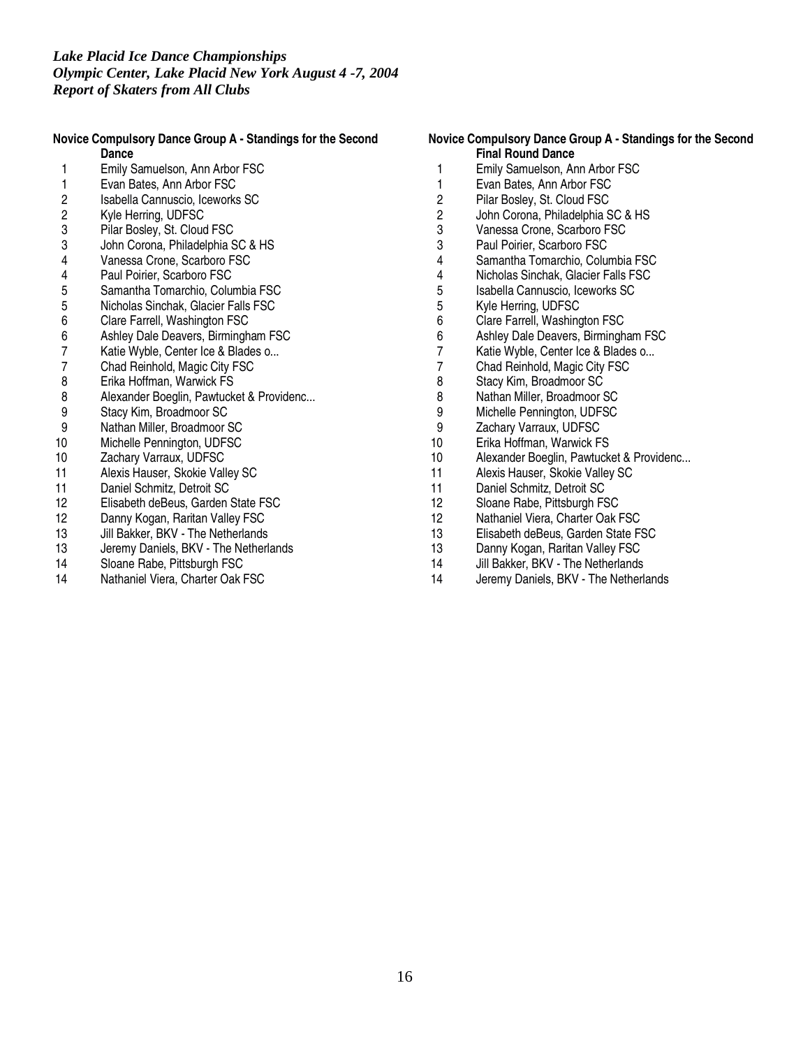*Lake Placid Ice Dance Championships*
*Olympic Center, Lake Placid New York August 4 -7, 2004*
*Report of Skaters from All Clubs*

**Novice Compulsory Dance Group A - Standings for the Second Dance**

| | |
|---|---|
| 1 | Emily Samuelson, Ann Arbor FSC |
| 1 | Evan Bates, Ann Arbor FSC |
| 2 | Isabella Cannuscio, Iceworks SC |
| 2 | Kyle Herring, UDFSC |
| 3 | Pilar Bosley, St. Cloud FSC |
| 3 | John Corona, Philadelphia SC & HS |
| 4 | Vanessa Crone, Scarboro FSC |
| 4 | Paul Poirier, Scarboro FSC |
| 5 | Samantha Tomarchio, Columbia FSC |
| 5 | Nicholas Sinchak, Glacier Falls FSC |
| 6 | Clare Farrell, Washington FSC |
| 6 | Ashley Dale Deavers, Birmingham FSC |
| 7 | Katie Wyble, Center Ice & Blades o... |
| 7 | Chad Reinhold, Magic City FSC |
| 8 | Erika Hoffman, Warwick FS |
| 8 | Alexander Boeglin, Pawtucket & Providenc... |
| 9 | Stacy Kim, Broadmoor SC |
| 9 | Nathan Miller, Broadmoor SC |
| 10 | Michelle Pennington, UDFSC |
| 10 | Zachary Varraux, UDFSC |
| 11 | Alexis Hauser, Skokie Valley SC |
| 11 | Daniel Schmitz, Detroit SC |
| 12 | Elisabeth deBeus, Garden State FSC |
| 12 | Danny Kogan, Raritan Valley FSC |
| 13 | Jill Bakker, BKV - The Netherlands |
| 13 | Jeremy Daniels, BKV - The Netherlands |
| 14 | Sloane Rabe, Pittsburgh FSC |
| 14 | Nathaniel Viera, Charter Oak FSC |

**Novice Compulsory Dance Group A - Standings for the Second Final Round Dance**

| | |
|---|---|
| 1 | Emily Samuelson, Ann Arbor FSC |
| 1 | Evan Bates, Ann Arbor FSC |
| 2 | Pilar Bosley, St. Cloud FSC |
| 2 | John Corona, Philadelphia SC & HS |
| 3 | Vanessa Crone, Scarboro FSC |
| 3 | Paul Poirier, Scarboro FSC |
| 4 | Samantha Tomarchio, Columbia FSC |
| 4 | Nicholas Sinchak, Glacier Falls FSC |
| 5 | Isabella Cannuscio, Iceworks SC |
| 5 | Kyle Herring, UDFSC |
| 6 | Clare Farrell, Washington FSC |
| 6 | Ashley Dale Deavers, Birmingham FSC |
| 7 | Katie Wyble, Center Ice & Blades o... |
| 7 | Chad Reinhold, Magic City FSC |
| 8 | Stacy Kim, Broadmoor SC |
| 8 | Nathan Miller, Broadmoor SC |
| 9 | Michelle Pennington, UDFSC |
| 9 | Zachary Varraux, UDFSC |
| 10 | Erika Hoffman, Warwick FS |
| 10 | Alexander Boeglin, Pawtucket & Providenc... |
| 11 | Alexis Hauser, Skokie Valley SC |
| 11 | Daniel Schmitz, Detroit SC |
| 12 | Sloane Rabe, Pittsburgh FSC |
| 12 | Nathaniel Viera, Charter Oak FSC |
| 13 | Elisabeth deBeus, Garden State FSC |
| 13 | Danny Kogan, Raritan Valley FSC |
| 14 | Jill Bakker, BKV - The Netherlands |
| 14 | Jeremy Daniels, BKV - The Netherlands |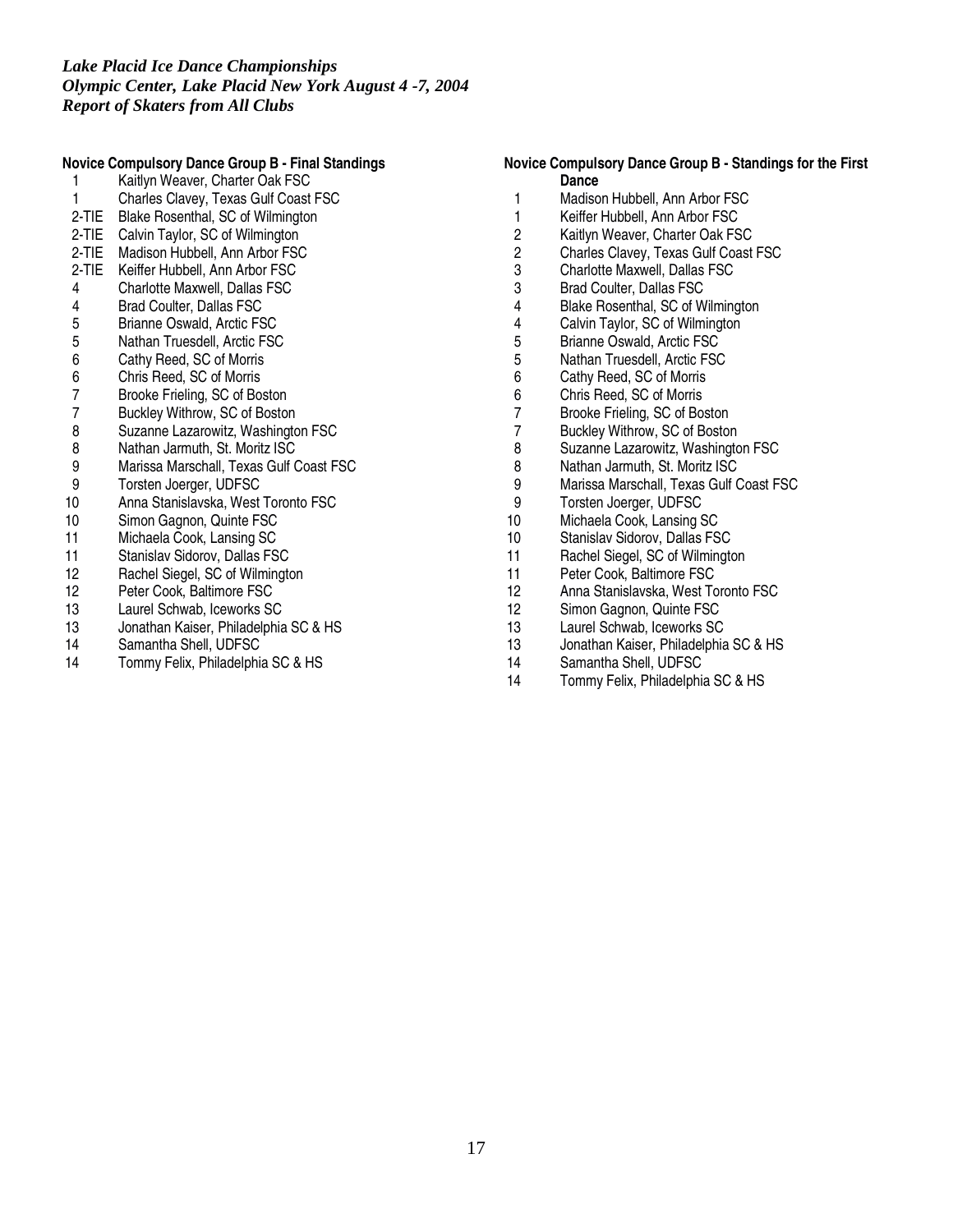*Lake Placid Ice Dance Championships*
*Olympic Center, Lake Placid New York August 4 -7, 2004*
*Report of Skaters from All Clubs*

**Novice Compulsory Dance Group B - Final Standings**

| | |
|---|---|
| 1 | Kaitlyn Weaver, Charter Oak FSC |
| 1 | Charles Clavey, Texas Gulf Coast FSC |
| 2-TIE | Blake Rosenthal, SC of Wilmington |
| 2-TIE | Calvin Taylor, SC of Wilmington |
| 2-TIE | Madison Hubbell, Ann Arbor FSC |
| 2-TIE | Keiffer Hubbell, Ann Arbor FSC |
| 4 | Charlotte Maxwell, Dallas FSC |
| 4 | Brad Coulter, Dallas FSC |
| 5 | Brianne Oswald, Arctic FSC |
| 5 | Nathan Truesdell, Arctic FSC |
| 6 | Cathy Reed, SC of Morris |
| 6 | Chris Reed, SC of Morris |
| 7 | Brooke Frieling, SC of Boston |
| 7 | Buckley Withrow, SC of Boston |
| 8 | Suzanne Lazarowitz, Washington FSC |
| 8 | Nathan Jarmuth, St. Moritz ISC |
| 9 | Marissa Marschall, Texas Gulf Coast FSC |
| 9 | Torsten Joerger, UDFSC |
| 10 | Anna Stanislavska, West Toronto FSC |
| 10 | Simon Gagnon, Quinte FSC |
| 11 | Michaela Cook, Lansing SC |
| 11 | Stanislav Sidorov, Dallas FSC |
| 12 | Rachel Siegel, SC of Wilmington |
| 12 | Peter Cook, Baltimore FSC |
| 13 | Laurel Schwab, Iceworks SC |
| 13 | Jonathan Kaiser, Philadelphia SC & HS |
| 14 | Samantha Shell, UDFSC |
| 14 | Tommy Felix, Philadelphia SC & HS |

**Novice Compulsory Dance Group B - Standings for the First Dance**

| | |
|---|---|
| 1 | Madison Hubbell, Ann Arbor FSC |
| 1 | Keiffer Hubbell, Ann Arbor FSC |
| 2 | Kaitlyn Weaver, Charter Oak FSC |
| 2 | Charles Clavey, Texas Gulf Coast FSC |
| 3 | Charlotte Maxwell, Dallas FSC |
| 3 | Brad Coulter, Dallas FSC |
| 4 | Blake Rosenthal, SC of Wilmington |
| 4 | Calvin Taylor, SC of Wilmington |
| 5 | Brianne Oswald, Arctic FSC |
| 5 | Nathan Truesdell, Arctic FSC |
| 6 | Cathy Reed, SC of Morris |
| 6 | Chris Reed, SC of Morris |
| 7 | Brooke Frieling, SC of Boston |
| 7 | Buckley Withrow, SC of Boston |
| 8 | Suzanne Lazarowitz, Washington FSC |
| 8 | Nathan Jarmuth, St. Moritz ISC |
| 9 | Marissa Marschall, Texas Gulf Coast FSC |
| 9 | Torsten Joerger, UDFSC |
| 10 | Michaela Cook, Lansing SC |
| 10 | Stanislav Sidorov, Dallas FSC |
| 11 | Rachel Siegel, SC of Wilmington |
| 11 | Peter Cook, Baltimore FSC |
| 12 | Anna Stanislavska, West Toronto FSC |
| 12 | Simon Gagnon, Quinte FSC |
| 13 | Laurel Schwab, Iceworks SC |
| 13 | Jonathan Kaiser, Philadelphia SC & HS |
| 14 | Samantha Shell, UDFSC |
| 14 | Tommy Felix, Philadelphia SC & HS |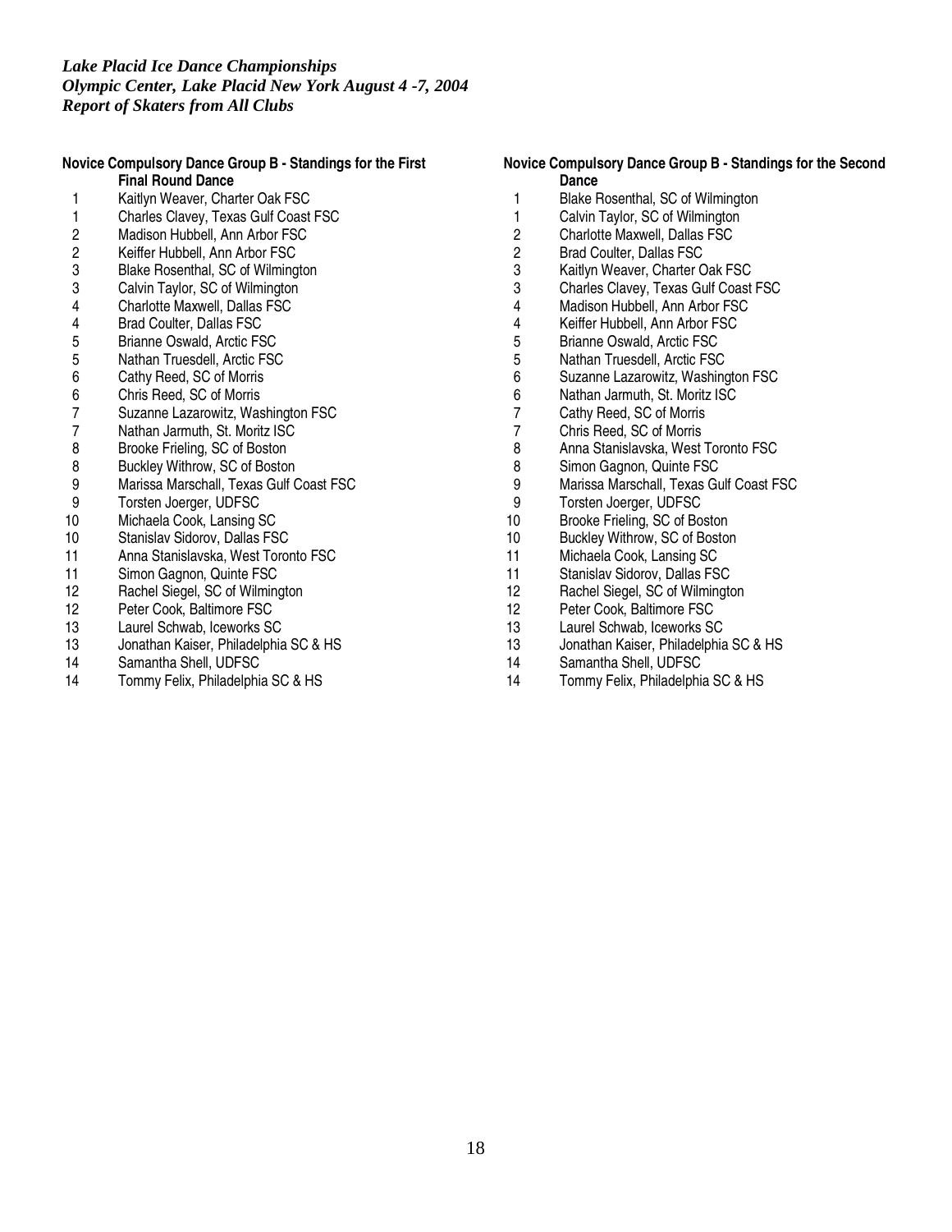*Lake Placid Ice Dance Championships*
*Olympic Center, Lake Placid New York August 4 -7, 2004*
*Report of Skaters from All Clubs*

**Novice Compulsory Dance Group B - Standings for the First Final Round Dance**

| | |
|---|---|
| 1 | Kaitlyn Weaver, Charter Oak FSC |
| 1 | Charles Clavey, Texas Gulf Coast FSC |
| 2 | Madison Hubbell, Ann Arbor FSC |
| 2 | Keiffer Hubbell, Ann Arbor FSC |
| 3 | Blake Rosenthal, SC of Wilmington |
| 3 | Calvin Taylor, SC of Wilmington |
| 4 | Charlotte Maxwell, Dallas FSC |
| 4 | Brad Coulter, Dallas FSC |
| 5 | Brianne Oswald, Arctic FSC |
| 5 | Nathan Truesdell, Arctic FSC |
| 6 | Cathy Reed, SC of Morris |
| 6 | Chris Reed, SC of Morris |
| 7 | Suzanne Lazarowitz, Washington FSC |
| 7 | Nathan Jarmuth, St. Moritz ISC |
| 8 | Brooke Frieling, SC of Boston |
| 8 | Buckley Withrow, SC of Boston |
| 9 | Marissa Marschall, Texas Gulf Coast FSC |
| 9 | Torsten Joerger, UDFSC |
| 10 | Michaela Cook, Lansing SC |
| 10 | Stanislav Sidorov, Dallas FSC |
| 11 | Anna Stanislavska, West Toronto FSC |
| 11 | Simon Gagnon, Quinte FSC |
| 12 | Rachel Siegel, SC of Wilmington |
| 12 | Peter Cook, Baltimore FSC |
| 13 | Laurel Schwab, Iceworks SC |
| 13 | Jonathan Kaiser, Philadelphia SC & HS |
| 14 | Samantha Shell, UDFSC |
| 14 | Tommy Felix, Philadelphia SC & HS |

**Novice Compulsory Dance Group B - Standings for the Second Dance**

| | |
|---|---|
| 1 | Blake Rosenthal, SC of Wilmington |
| 1 | Calvin Taylor, SC of Wilmington |
| 2 | Charlotte Maxwell, Dallas FSC |
| 2 | Brad Coulter, Dallas FSC |
| 3 | Kaitlyn Weaver, Charter Oak FSC |
| 3 | Charles Clavey, Texas Gulf Coast FSC |
| 4 | Madison Hubbell, Ann Arbor FSC |
| 4 | Keiffer Hubbell, Ann Arbor FSC |
| 5 | Brianne Oswald, Arctic FSC |
| 5 | Nathan Truesdell, Arctic FSC |
| 6 | Suzanne Lazarowitz, Washington FSC |
| 6 | Nathan Jarmuth, St. Moritz ISC |
| 7 | Cathy Reed, SC of Morris |
| 7 | Chris Reed, SC of Morris |
| 8 | Anna Stanislavska, West Toronto FSC |
| 8 | Simon Gagnon, Quinte FSC |
| 9 | Marissa Marschall, Texas Gulf Coast FSC |
| 9 | Torsten Joerger, UDFSC |
| 10 | Brooke Frieling, SC of Boston |
| 10 | Buckley Withrow, SC of Boston |
| 11 | Michaela Cook, Lansing SC |
| 11 | Stanislav Sidorov, Dallas FSC |
| 12 | Rachel Siegel, SC of Wilmington |
| 12 | Peter Cook, Baltimore FSC |
| 13 | Laurel Schwab, Iceworks SC |
| 13 | Jonathan Kaiser, Philadelphia SC & HS |
| 14 | Samantha Shell, UDFSC |
| 14 | Tommy Felix, Philadelphia SC & HS |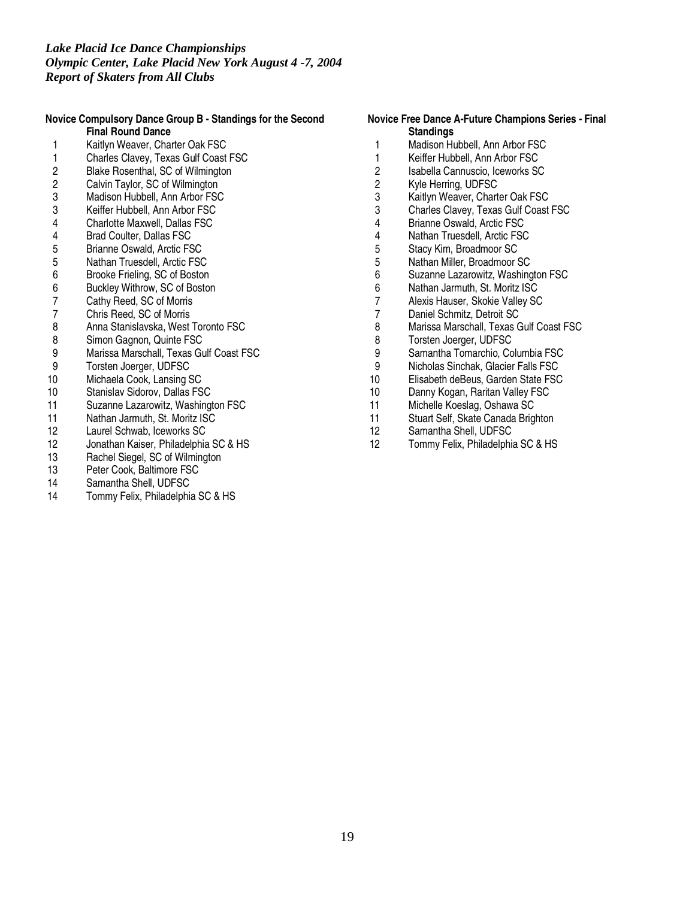*Lake Placid Ice Dance Championships*
*Olympic Center, Lake Placid New York August 4 -7, 2004*
*Report of Skaters from All Clubs*

**Novice Compulsory Dance Group B - Standings for the Second Final Round Dance**

| | |
|---|---|
| 1 | Kaitlyn Weaver, Charter Oak FSC |
| 1 | Charles Clavey, Texas Gulf Coast FSC |
| 2 | Blake Rosenthal, SC of Wilmington |
| 2 | Calvin Taylor, SC of Wilmington |
| 3 | Madison Hubbell, Ann Arbor FSC |
| 3 | Keiffer Hubbell, Ann Arbor FSC |
| 4 | Charlotte Maxwell, Dallas FSC |
| 4 | Brad Coulter, Dallas FSC |
| 5 | Brianne Oswald, Arctic FSC |
| 5 | Nathan Truesdell, Arctic FSC |
| 6 | Brooke Frieling, SC of Boston |
| 6 | Buckley Withrow, SC of Boston |
| 7 | Cathy Reed, SC of Morris |
| 7 | Chris Reed, SC of Morris |
| 8 | Anna Stanislavska, West Toronto FSC |
| 8 | Simon Gagnon, Quinte FSC |
| 9 | Marissa Marschall, Texas Gulf Coast FSC |
| 9 | Torsten Joerger, UDFSC |
| 10 | Michaela Cook, Lansing SC |
| 10 | Stanislav Sidorov, Dallas FSC |
| 11 | Suzanne Lazarowitz, Washington FSC |
| 11 | Nathan Jarmuth, St. Moritz ISC |
| 12 | Laurel Schwab, Iceworks SC |
| 12 | Jonathan Kaiser, Philadelphia SC & HS |
| 13 | Rachel Siegel, SC of Wilmington |
| 13 | Peter Cook, Baltimore FSC |
| 14 | Samantha Shell, UDFSC |
| 14 | Tommy Felix, Philadelphia SC & HS |

**Novice Free Dance A-Future Champions Series - Final Standings**

| | |
|---|---|
| 1 | Madison Hubbell, Ann Arbor FSC |
| 1 | Keiffer Hubbell, Ann Arbor FSC |
| 2 | Isabella Cannuscio, Iceworks SC |
| 2 | Kyle Herring, UDFSC |
| 3 | Kaitlyn Weaver, Charter Oak FSC |
| 3 | Charles Clavey, Texas Gulf Coast FSC |
| 4 | Brianne Oswald, Arctic FSC |
| 4 | Nathan Truesdell, Arctic FSC |
| 5 | Stacy Kim, Broadmoor SC |
| 5 | Nathan Miller, Broadmoor SC |
| 6 | Suzanne Lazarowitz, Washington FSC |
| 6 | Nathan Jarmuth, St. Moritz ISC |
| 7 | Alexis Hauser, Skokie Valley SC |
| 7 | Daniel Schmitz, Detroit SC |
| 8 | Marissa Marschall, Texas Gulf Coast FSC |
| 8 | Torsten Joerger, UDFSC |
| 9 | Samantha Tomarchio, Columbia FSC |
| 9 | Nicholas Sinchak, Glacier Falls FSC |
| 10 | Elisabeth deBeus, Garden State FSC |
| 10 | Danny Kogan, Raritan Valley FSC |
| 11 | Michelle Koeslag, Oshawa SC |
| 11 | Stuart Self, Skate Canada Brighton |
| 12 | Samantha Shell, UDFSC |
| 12 | Tommy Felix, Philadelphia SC & HS |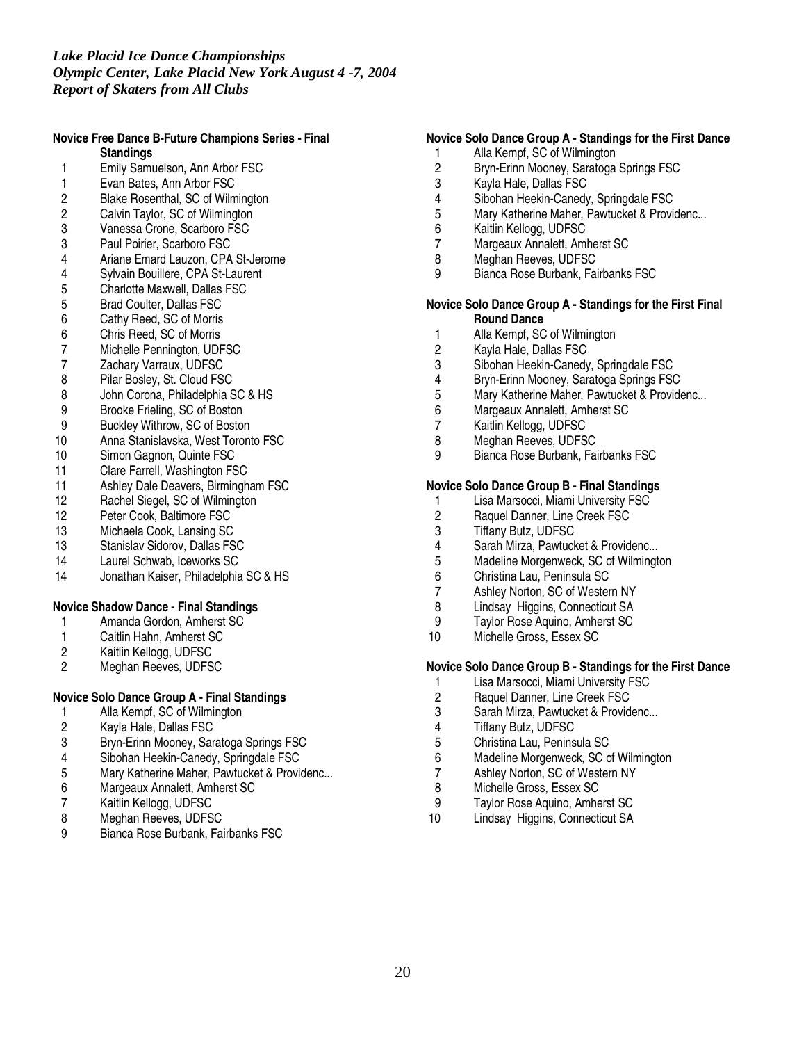*Lake Placid Ice Dance Championships*
*Olympic Center, Lake Placid New York August 4 -7, 2004*
*Report of Skaters from All Clubs*

**Novice Free Dance B-Future Champions Series - Final Standings**

| | |
|---|---|
| 1 | Emily Samuelson, Ann Arbor FSC |
| 1 | Evan Bates, Ann Arbor FSC |
| 2 | Blake Rosenthal, SC of Wilmington |
| 2 | Calvin Taylor, SC of Wilmington |
| 3 | Vanessa Crone, Scarboro FSC |
| 3 | Paul Poirier, Scarboro FSC |
| 4 | Ariane Emard Lauzon, CPA St-Jerome |
| 4 | Sylvain Bouillere, CPA St-Laurent |
| 5 | Charlotte Maxwell, Dallas FSC |
| 5 | Brad Coulter, Dallas FSC |
| 6 | Cathy Reed, SC of Morris |
| 6 | Chris Reed, SC of Morris |
| 7 | Michelle Pennington, UDFSC |
| 7 | Zachary Varraux, UDFSC |
| 8 | Pilar Bosley, St. Cloud FSC |
| 8 | John Corona, Philadelphia SC & HS |
| 9 | Brooke Frieling, SC of Boston |
| 9 | Buckley Withrow, SC of Boston |
| 10 | Anna Stanislavska, West Toronto FSC |
| 10 | Simon Gagnon, Quinte FSC |
| 11 | Clare Farrell, Washington FSC |
| 11 | Ashley Dale Deavers, Birmingham FSC |
| 12 | Rachel Siegel, SC of Wilmington |
| 12 | Peter Cook, Baltimore FSC |
| 13 | Michaela Cook, Lansing SC |
| 13 | Stanislav Sidorov, Dallas FSC |
| 14 | Laurel Schwab, Iceworks SC |
| 14 | Jonathan Kaiser, Philadelphia SC & HS |

**Novice Shadow Dance - Final Standings**

| | |
|---|---|
| 1 | Amanda Gordon, Amherst SC |
| 1 | Caitlin Hahn, Amherst SC |
| 2 | Kaitlin Kellogg, UDFSC |
| 2 | Meghan Reeves, UDFSC |

**Novice Solo Dance Group A - Final Standings**

| | |
|---|---|
| 1 | Alla Kempf, SC of Wilmington |
| 2 | Kayla Hale, Dallas FSC |
| 3 | Bryn-Erinn Mooney, Saratoga Springs FSC |
| 4 | Sibohan Heekin-Canedy, Springdale FSC |
| 5 | Mary Katherine Maher, Pawtucket & Providenc... |
| 6 | Margeaux Annalett, Amherst SC |
| 7 | Kaitlin Kellogg, UDFSC |
| 8 | Meghan Reeves, UDFSC |
| 9 | Bianca Rose Burbank, Fairbanks FSC |

**Novice Solo Dance Group A - Standings for the First Dance**

| | |
|---|---|
| 1 | Alla Kempf, SC of Wilmington |
| 2 | Bryn-Erinn Mooney, Saratoga Springs FSC |
| 3 | Kayla Hale, Dallas FSC |
| 4 | Sibohan Heekin-Canedy, Springdale FSC |
| 5 | Mary Katherine Maher, Pawtucket & Providenc... |
| 6 | Kaitlin Kellogg, UDFSC |
| 7 | Margeaux Annalett, Amherst SC |
| 8 | Meghan Reeves, UDFSC |
| 9 | Bianca Rose Burbank, Fairbanks FSC |

**Novice Solo Dance Group A - Standings for the First Final Round Dance**

| | |
|---|---|
| 1 | Alla Kempf, SC of Wilmington |
| 2 | Kayla Hale, Dallas FSC |
| 3 | Sibohan Heekin-Canedy, Springdale FSC |
| 4 | Bryn-Erinn Mooney, Saratoga Springs FSC |
| 5 | Mary Katherine Maher, Pawtucket & Providenc... |
| 6 | Margeaux Annalett, Amherst SC |
| 7 | Kaitlin Kellogg, UDFSC |
| 8 | Meghan Reeves, UDFSC |
| 9 | Bianca Rose Burbank, Fairbanks FSC |

**Novice Solo Dance Group B - Final Standings**

| | |
|---|---|
| 1 | Lisa Marsocci, Miami University FSC |
| 2 | Raquel Danner, Line Creek FSC |
| 3 | Tiffany Butz, UDFSC |
| 4 | Sarah Mirza, Pawtucket & Providenc... |
| 5 | Madeline Morgenweck, SC of Wilmington |
| 6 | Christina Lau, Peninsula SC |
| 7 | Ashley Norton, SC of Western NY |
| 8 | Lindsay Higgins, Connecticut SA |
| 9 | Taylor Rose Aquino, Amherst SC |
| 10 | Michelle Gross, Essex SC |

**Novice Solo Dance Group B - Standings for the First Dance**

| | |
|---|---|
| 1 | Lisa Marsocci, Miami University FSC |
| 2 | Raquel Danner, Line Creek FSC |
| 3 | Sarah Mirza, Pawtucket & Providenc... |
| 4 | Tiffany Butz, UDFSC |
| 5 | Christina Lau, Peninsula SC |
| 6 | Madeline Morgenweck, SC of Wilmington |
| 7 | Ashley Norton, SC of Western NY |
| 8 | Michelle Gross, Essex SC |
| 9 | Taylor Rose Aquino, Amherst SC |
| 10 | Lindsay Higgins, Connecticut SA |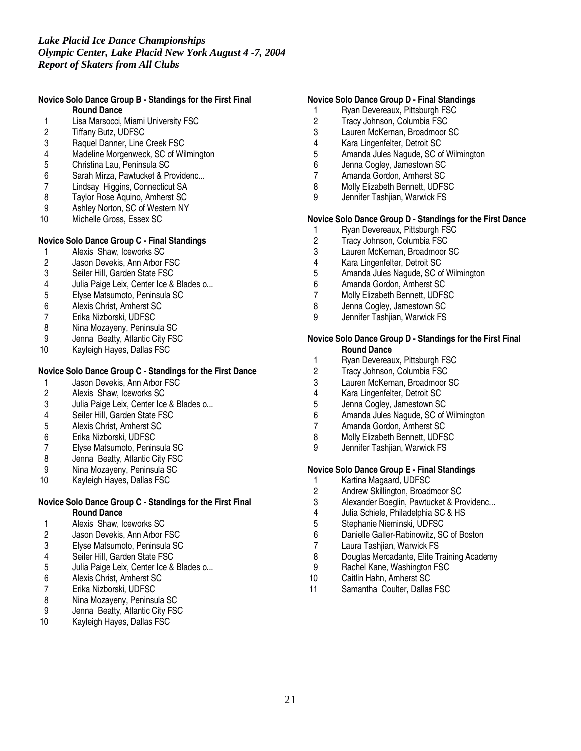*Lake Placid Ice Dance Championships*
*Olympic Center, Lake Placid New York August 4 -7, 2004*
*Report of Skaters from All Clubs*

**Novice Solo Dance Group B - Standings for the First Final Round Dance**

1. Lisa Marsocci, Miami University FSC
2. Tiffany Butz, UDFSC
3. Raquel Danner, Line Creek FSC
4. Madeline Morgenweck, SC of Wilmington
5. Christina Lau, Peninsula SC
6. Sarah Mirza, Pawtucket & Providenc...
7. Lindsay Higgins, Connecticut SA
8. Taylor Rose Aquino, Amherst SC
9. Ashley Norton, SC of Western NY
10. Michelle Gross, Essex SC

**Novice Solo Dance Group C - Final Standings**

1. Alexis Shaw, Iceworks SC
2. Jason Devekis, Ann Arbor FSC
3. Seiler Hill, Garden State FSC
4. Julia Paige Leix, Center Ice & Blades o...
5. Elyse Matsumoto, Peninsula SC
6. Alexis Christ, Amherst SC
7. Erika Nizborski, UDFSC
8. Nina Mozayeny, Peninsula SC
9. Jenna Beatty, Atlantic City FSC
10. Kayleigh Hayes, Dallas FSC

**Novice Solo Dance Group C - Standings for the First Dance**

1. Jason Devekis, Ann Arbor FSC
2. Alexis Shaw, Iceworks SC
3. Julia Paige Leix, Center Ice & Blades o...
4. Seiler Hill, Garden State FSC
5. Alexis Christ, Amherst SC
6. Erika Nizborski, UDFSC
7. Elyse Matsumoto, Peninsula SC
8. Jenna Beatty, Atlantic City FSC
9. Nina Mozayeny, Peninsula SC
10. Kayleigh Hayes, Dallas FSC

**Novice Solo Dance Group C - Standings for the First Final Round Dance**

1. Alexis Shaw, Iceworks SC
2. Jason Devekis, Ann Arbor FSC
3. Elyse Matsumoto, Peninsula SC
4. Seiler Hill, Garden State FSC
5. Julia Paige Leix, Center Ice & Blades o...
6. Alexis Christ, Amherst SC
7. Erika Nizborski, UDFSC
8. Nina Mozayeny, Peninsula SC
9. Jenna Beatty, Atlantic City FSC
10. Kayleigh Hayes, Dallas FSC

**Novice Solo Dance Group D - Final Standings**

1. Ryan Devereaux, Pittsburgh FSC
2. Tracy Johnson, Columbia FSC
3. Lauren McKernan, Broadmoor SC
4. Kara Lingenfelter, Detroit SC
5. Amanda Jules Nagude, SC of Wilmington
6. Jenna Cogley, Jamestown SC
7. Amanda Gordon, Amherst SC
8. Molly Elizabeth Bennett, UDFSC
9. Jennifer Tashjian, Warwick FS

**Novice Solo Dance Group D - Standings for the First Dance**

1. Ryan Devereaux, Pittsburgh FSC
2. Tracy Johnson, Columbia FSC
3. Lauren McKernan, Broadmoor SC
4. Kara Lingenfelter, Detroit SC
5. Amanda Jules Nagude, SC of Wilmington
6. Amanda Gordon, Amherst SC
7. Molly Elizabeth Bennett, UDFSC
8. Jenna Cogley, Jamestown SC
9. Jennifer Tashjian, Warwick FS

**Novice Solo Dance Group D - Standings for the First Final Round Dance**

1. Ryan Devereaux, Pittsburgh FSC
2. Tracy Johnson, Columbia FSC
3. Lauren McKernan, Broadmoor SC
4. Kara Lingenfelter, Detroit SC
5. Jenna Cogley, Jamestown SC
6. Amanda Jules Nagude, SC of Wilmington
7. Amanda Gordon, Amherst SC
8. Molly Elizabeth Bennett, UDFSC
9. Jennifer Tashjian, Warwick FS

**Novice Solo Dance Group E - Final Standings**

1. Kartina Magaard, UDFSC
2. Andrew Skillington, Broadmoor SC
3. Alexander Boeglin, Pawtucket & Providenc...
4. Julia Schiele, Philadelphia SC & HS
5. Stephanie Nieminski, UDFSC
6. Danielle Galler-Rabinowitz, SC of Boston
7. Laura Tashjian, Warwick FS
8. Douglas Mercadante, Elite Training Academy
9. Rachel Kane, Washington FSC
10. Caitlin Hahn, Amherst SC
11. Samantha Coulter, Dallas FSC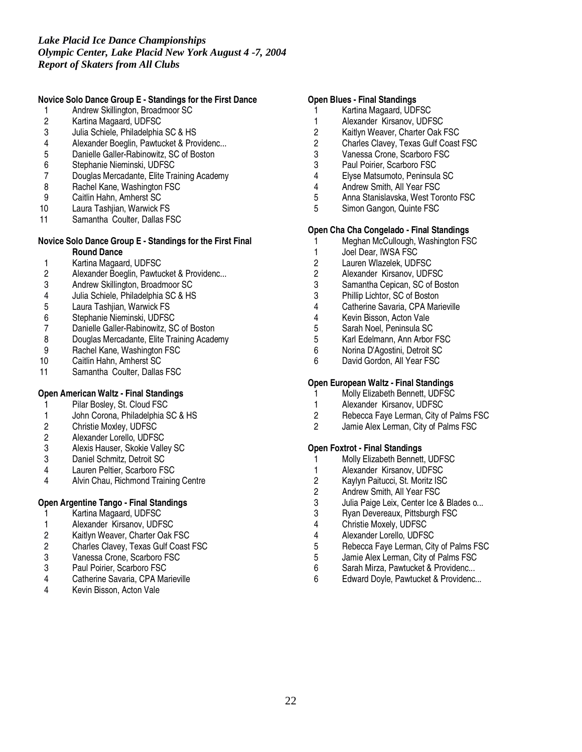*Lake Placid Ice Dance Championships*
*Olympic Center, Lake Placid New York August 4 -7, 2004*
*Report of Skaters from All Clubs*

**Novice Solo Dance Group E - Standings for the First Dance**

1 Andrew Skillington, Broadmoor SC
2 Kartina Magaard, UDFSC
3 Julia Schiele, Philadelphia SC & HS
4 Alexander Boeglin, Pawtucket & Providenc...
5 Danielle Galler-Rabinowitz, SC of Boston
6 Stephanie Nieminski, UDFSC
7 Douglas Mercadante, Elite Training Academy
8 Rachel Kane, Washington FSC
9 Caitlin Hahn, Amherst SC
10 Laura Tashjian, Warwick FS
11 Samantha Coulter, Dallas FSC

**Novice Solo Dance Group E - Standings for the First Final Round Dance**

1 Kartina Magaard, UDFSC
2 Alexander Boeglin, Pawtucket & Providenc...
3 Andrew Skillington, Broadmoor SC
4 Julia Schiele, Philadelphia SC & HS
5 Laura Tashjian, Warwick FS
6 Stephanie Nieminski, UDFSC
7 Danielle Galler-Rabinowitz, SC of Boston
8 Douglas Mercadante, Elite Training Academy
9 Rachel Kane, Washington FSC
10 Caitlin Hahn, Amherst SC
11 Samantha Coulter, Dallas FSC

**Open American Waltz - Final Standings**

1 Pilar Bosley, St. Cloud FSC
1 John Corona, Philadelphia SC & HS
2 Christie Moxley, UDFSC
2 Alexander Lorello, UDFSC
3 Alexis Hauser, Skokie Valley SC
3 Daniel Schmitz, Detroit SC
4 Lauren Peltier, Scarboro FSC
4 Alvin Chau, Richmond Training Centre

**Open Argentine Tango - Final Standings**

1 Kartina Magaard, UDFSC
1 Alexander Kirsanov, UDFSC
2 Kaitlyn Weaver, Charter Oak FSC
2 Charles Clavey, Texas Gulf Coast FSC
3 Vanessa Crone, Scarboro FSC
3 Paul Poirier, Scarboro FSC
4 Catherine Savaria, CPA Marieville
4 Kevin Bisson, Acton Vale

**Open Blues - Final Standings**

1 Kartina Magaard, UDFSC
1 Alexander Kirsanov, UDFSC
2 Kaitlyn Weaver, Charter Oak FSC
2 Charles Clavey, Texas Gulf Coast FSC
3 Vanessa Crone, Scarboro FSC
3 Paul Poirier, Scarboro FSC
4 Elyse Matsumoto, Peninsula SC
4 Andrew Smith, All Year FSC
5 Anna Stanislavska, West Toronto FSC
5 Simon Gangon, Quinte FSC

**Open Cha Cha Congelado - Final Standings**

1 Meghan McCullough, Washington FSC
1 Joel Dear, IWSA FSC
2 Lauren Wlazelek, UDFSC
2 Alexander Kirsanov, UDFSC
3 Samantha Cepican, SC of Boston
3 Phillip Lichtor, SC of Boston
4 Catherine Savaria, CPA Marieville
4 Kevin Bisson, Acton Vale
5 Sarah Noel, Peninsula SC
5 Karl Edelmann, Ann Arbor FSC
6 Norina D'Agostini, Detroit SC
6 David Gordon, All Year FSC

**Open European Waltz - Final Standings**

1 Molly Elizabeth Bennett, UDFSC
1 Alexander Kirsanov, UDFSC
2 Rebecca Faye Lerman, City of Palms FSC
2 Jamie Alex Lerman, City of Palms FSC

**Open Foxtrot - Final Standings**

1 Molly Elizabeth Bennett, UDFSC
1 Alexander Kirsanov, UDFSC
2 Kaylyn Paitucci, St. Moritz ISC
2 Andrew Smith, All Year FSC
3 Julia Paige Leix, Center Ice & Blades o...
3 Ryan Devereaux, Pittsburgh FSC
4 Christie Moxely, UDFSC
4 Alexander Lorello, UDFSC
5 Rebecca Faye Lerman, City of Palms FSC
5 Jamie Alex Lerman, City of Palms FSC
6 Sarah Mirza, Pawtucket & Providenc...
6 Edward Doyle, Pawtucket & Providenc...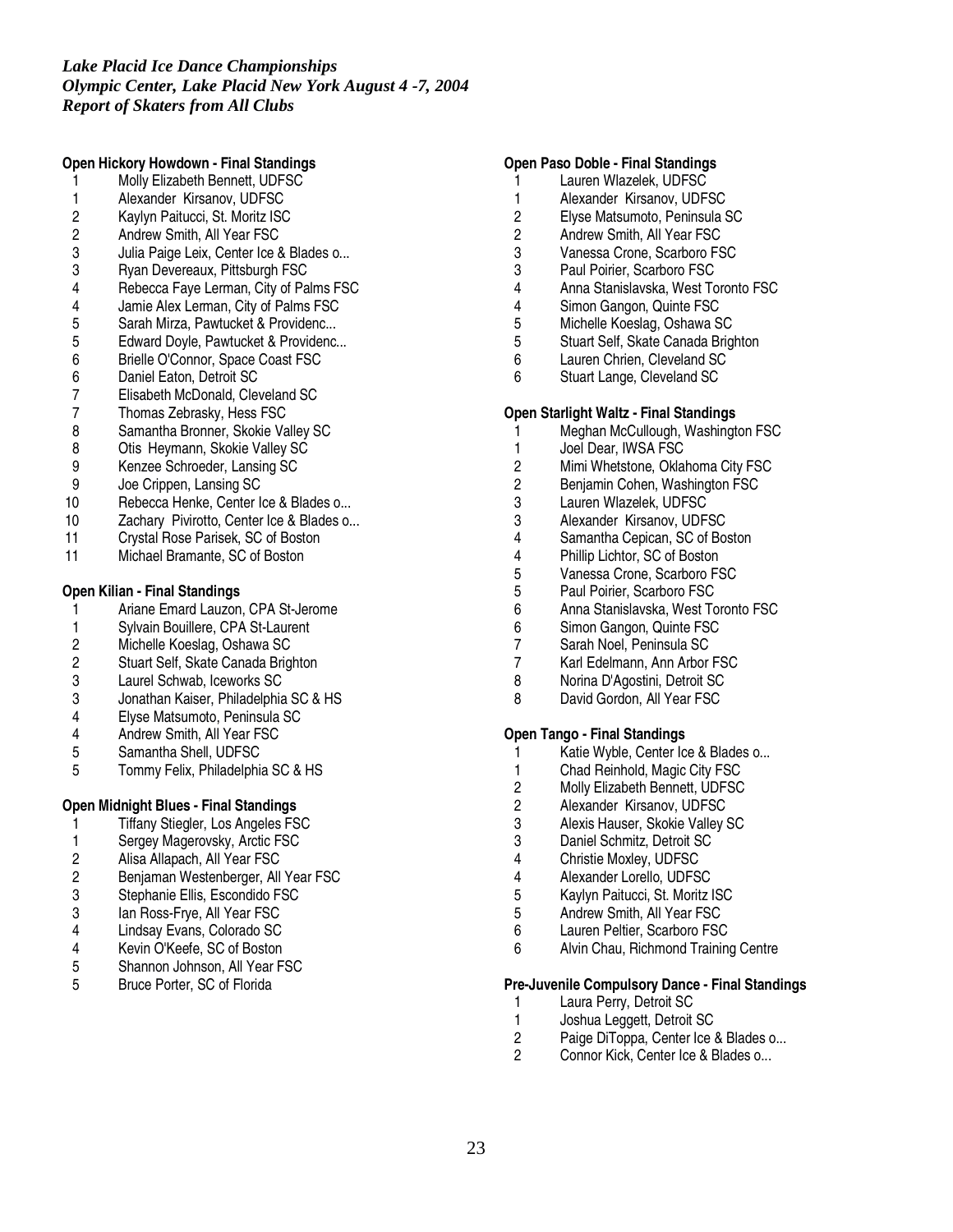*Lake Placid Ice Dance Championships*
*Olympic Center, Lake Placid New York August 4 -7, 2004*
*Report of Skaters from All Clubs*

**Open Hickory Howdown - Final Standings**

1 Molly Elizabeth Bennett, UDFSC
1 Alexander Kirsanov, UDFSC
2 Kaylyn Paitucci, St. Moritz ISC
2 Andrew Smith, All Year FSC
3 Julia Paige Leix, Center Ice & Blades o...
3 Ryan Devereaux, Pittsburgh FSC
4 Rebecca Faye Lerman, City of Palms FSC
4 Jamie Alex Lerman, City of Palms FSC
5 Sarah Mirza, Pawtucket & Providenc...
5 Edward Doyle, Pawtucket & Providenc...
6 Brielle O'Connor, Space Coast FSC
6 Daniel Eaton, Detroit SC
7 Elisabeth McDonald, Cleveland SC
7 Thomas Zebrasky, Hess FSC
8 Samantha Bronner, Skokie Valley SC
8 Otis Heymann, Skokie Valley SC
9 Kenzee Schroeder, Lansing SC
9 Joe Crippen, Lansing SC
10 Rebecca Henke, Center Ice & Blades o...
10 Zachary Pivirotto, Center Ice & Blades o...
11 Crystal Rose Parisek, SC of Boston
11 Michael Bramante, SC of Boston

**Open Kilian - Final Standings**

1 Ariane Emard Lauzon, CPA St-Jerome
1 Sylvain Bouillere, CPA St-Laurent
2 Michelle Koeslag, Oshawa SC
2 Stuart Self, Skate Canada Brighton
3 Laurel Schwab, Iceworks SC
3 Jonathan Kaiser, Philadelphia SC & HS
4 Elyse Matsumoto, Peninsula SC
4 Andrew Smith, All Year FSC
5 Samantha Shell, UDFSC
5 Tommy Felix, Philadelphia SC & HS

**Open Midnight Blues - Final Standings**

1 Tiffany Stiegler, Los Angeles FSC
1 Sergey Magerovsky, Arctic FSC
2 Alisa Allapach, All Year FSC
2 Benjaman Westenberger, All Year FSC
3 Stephanie Ellis, Escondido FSC
3 Ian Ross-Frye, All Year FSC
4 Lindsay Evans, Colorado SC
4 Kevin O'Keefe, SC of Boston
5 Shannon Johnson, All Year FSC
5 Bruce Porter, SC of Florida

**Open Paso Doble - Final Standings**

1 Lauren Wlazelek, UDFSC
1 Alexander Kirsanov, UDFSC
2 Elyse Matsumoto, Peninsula SC
2 Andrew Smith, All Year FSC
3 Vanessa Crone, Scarboro FSC
3 Paul Poirier, Scarboro FSC
4 Anna Stanislavska, West Toronto FSC
4 Simon Gangon, Quinte FSC
5 Michelle Koeslag, Oshawa SC
5 Stuart Self, Skate Canada Brighton
6 Lauren Chrien, Cleveland SC
6 Stuart Lange, Cleveland SC

**Open Starlight Waltz - Final Standings**

1 Meghan McCullough, Washington FSC
1 Joel Dear, IWSA FSC
2 Mimi Whetstone, Oklahoma City FSC
2 Benjamin Cohen, Washington FSC
3 Lauren Wlazelek, UDFSC
3 Alexander Kirsanov, UDFSC
4 Samantha Cepican, SC of Boston
4 Phillip Lichtor, SC of Boston
5 Vanessa Crone, Scarboro FSC
5 Paul Poirier, Scarboro FSC
6 Anna Stanislavska, West Toronto FSC
6 Simon Gangon, Quinte FSC
7 Sarah Noel, Peninsula SC
7 Karl Edelmann, Ann Arbor FSC
8 Norina D'Agostini, Detroit SC
8 David Gordon, All Year FSC

**Open Tango - Final Standings**

1 Katie Wyble, Center Ice & Blades o...
1 Chad Reinhold, Magic City FSC
2 Molly Elizabeth Bennett, UDFSC
2 Alexander Kirsanov, UDFSC
3 Alexis Hauser, Skokie Valley SC
3 Daniel Schmitz, Detroit SC
4 Christie Moxley, UDFSC
4 Alexander Lorello, UDFSC
5 Kaylyn Paitucci, St. Moritz ISC
5 Andrew Smith, All Year FSC
6 Lauren Peltier, Scarboro FSC
6 Alvin Chau, Richmond Training Centre

**Pre-Juvenile Compulsory Dance - Final Standings**

1 Laura Perry, Detroit SC
1 Joshua Leggett, Detroit SC
2 Paige DiToppa, Center Ice & Blades o...
2 Connor Kick, Center Ice & Blades o...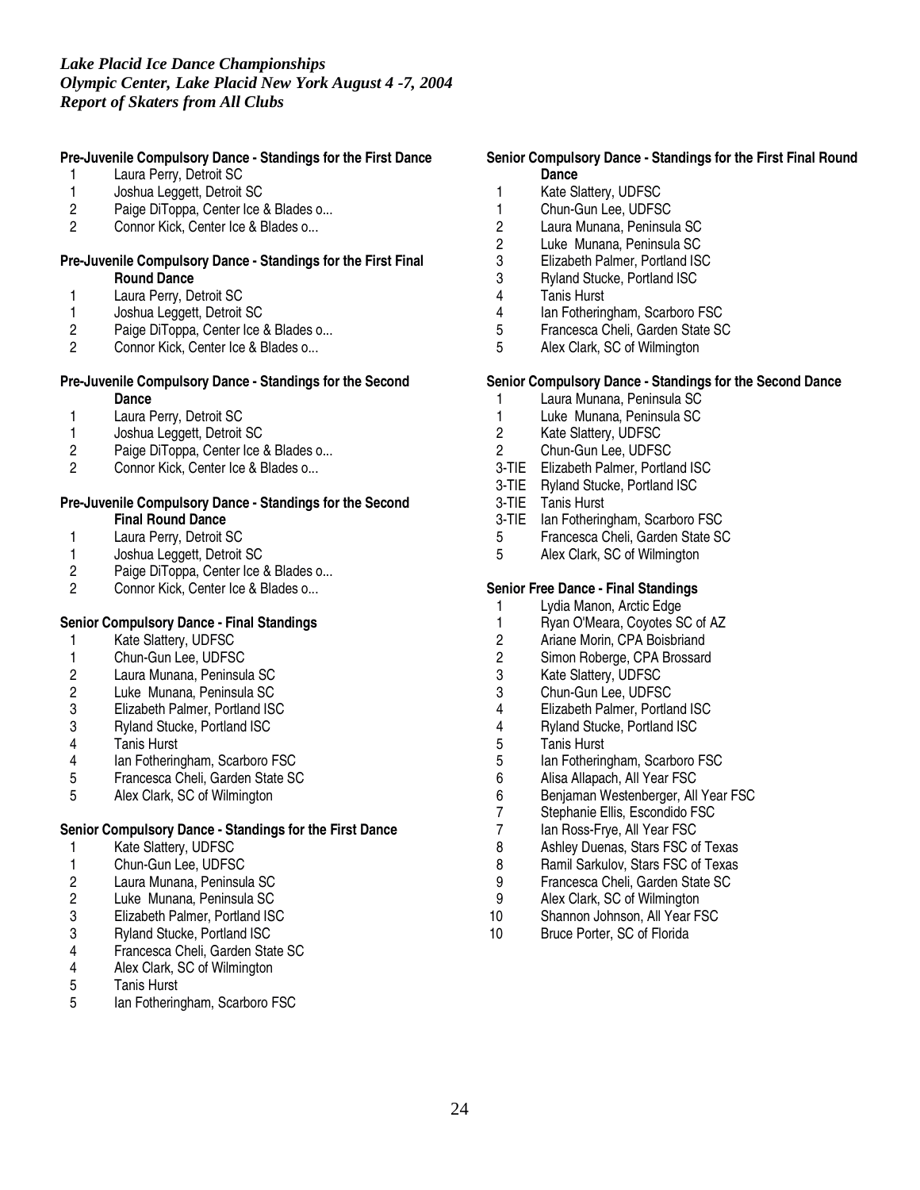*Lake Placid Ice Dance Championships*
*Olympic Center, Lake Placid New York August 4 -7, 2004*
*Report of Skaters from All Clubs*

**Pre-Juvenile Compulsory Dance - Standings for the First Dance**

| | |
|---|---|
| 1 | Laura Perry, Detroit SC |
| 1 | Joshua Leggett, Detroit SC |
| 2 | Paige DiToppa, Center Ice & Blades o... |
| 2 | Connor Kick, Center Ice & Blades o... |

**Pre-Juvenile Compulsory Dance - Standings for the First Final Round Dance**

| | |
|---|---|
| 1 | Laura Perry, Detroit SC |
| 1 | Joshua Leggett, Detroit SC |
| 2 | Paige DiToppa, Center Ice & Blades o... |
| 2 | Connor Kick, Center Ice & Blades o... |

**Pre-Juvenile Compulsory Dance - Standings for the Second Dance**

| | |
|---|---|
| 1 | Laura Perry, Detroit SC |
| 1 | Joshua Leggett, Detroit SC |
| 2 | Paige DiToppa, Center Ice & Blades o... |
| 2 | Connor Kick, Center Ice & Blades o... |

**Pre-Juvenile Compulsory Dance - Standings for the Second Final Round Dance**

| | |
|---|---|
| 1 | Laura Perry, Detroit SC |
| 1 | Joshua Leggett, Detroit SC |
| 2 | Paige DiToppa, Center Ice & Blades o... |
| 2 | Connor Kick, Center Ice & Blades o... |

**Senior Compulsory Dance - Final Standings**

| | |
|---|---|
| 1 | Kate Slattery, UDFSC |
| 1 | Chun-Gun Lee, UDFSC |
| 2 | Laura Munana, Peninsula SC |
| 2 | Luke Munana, Peninsula SC |
| 3 | Elizabeth Palmer, Portland ISC |
| 3 | Ryland Stucke, Portland ISC |
| 4 | Tanis Hurst |
| 4 | Ian Fotheringham, Scarboro FSC |
| 5 | Francesca Cheli, Garden State SC |
| 5 | Alex Clark, SC of Wilmington |

**Senior Compulsory Dance - Standings for the First Dance**

| | |
|---|---|
| 1 | Kate Slattery, UDFSC |
| 1 | Chun-Gun Lee, UDFSC |
| 2 | Laura Munana, Peninsula SC |
| 2 | Luke Munana, Peninsula SC |
| 3 | Elizabeth Palmer, Portland ISC |
| 3 | Ryland Stucke, Portland ISC |
| 4 | Francesca Cheli, Garden State SC |
| 4 | Alex Clark, SC of Wilmington |
| 5 | Tanis Hurst |
| 5 | Ian Fotheringham, Scarboro FSC |

**Senior Compulsory Dance - Standings for the First Final Round Dance**

| | |
|---|---|
| 1 | Kate Slattery, UDFSC |
| 1 | Chun-Gun Lee, UDFSC |
| 2 | Laura Munana, Peninsula SC |
| 2 | Luke Munana, Peninsula SC |
| 3 | Elizabeth Palmer, Portland ISC |
| 3 | Ryland Stucke, Portland ISC |
| 4 | Tanis Hurst |
| 4 | Ian Fotheringham, Scarboro FSC |
| 5 | Francesca Cheli, Garden State SC |
| 5 | Alex Clark, SC of Wilmington |

**Senior Compulsory Dance - Standings for the Second Dance**

| | |
|---|---|
| 1 | Laura Munana, Peninsula SC |
| 1 | Luke Munana, Peninsula SC |
| 2 | Kate Slattery, UDFSC |
| 2 | Chun-Gun Lee, UDFSC |
| 3-TIE | Elizabeth Palmer, Portland ISC |
| 3-TIE | Ryland Stucke, Portland ISC |
| 3-TIE | Tanis Hurst |
| 3-TIE | Ian Fotheringham, Scarboro FSC |
| 5 | Francesca Cheli, Garden State SC |
| 5 | Alex Clark, SC of Wilmington |

**Senior Free Dance - Final Standings**

| | |
|---|---|
| 1 | Lydia Manon, Arctic Edge |
| 1 | Ryan O'Meara, Coyotes SC of AZ |
| 2 | Ariane Morin, CPA Boisbriand |
| 2 | Simon Roberge, CPA Brossard |
| 3 | Kate Slattery, UDFSC |
| 3 | Chun-Gun Lee, UDFSC |
| 4 | Elizabeth Palmer, Portland ISC |
| 4 | Ryland Stucke, Portland ISC |
| 5 | Tanis Hurst |
| 5 | Ian Fotheringham, Scarboro FSC |
| 6 | Alisa Allapach, All Year FSC |
| 6 | Benjaman Westenberger, All Year FSC |
| 7 | Stephanie Ellis, Escondido FSC |
| 7 | Ian Ross-Frye, All Year FSC |
| 8 | Ashley Duenas, Stars FSC of Texas |
| 8 | Ramil Sarkulov, Stars FSC of Texas |
| 9 | Francesca Cheli, Garden State SC |
| 9 | Alex Clark, SC of Wilmington |
| 10 | Shannon Johnson, All Year FSC |
| 10 | Bruce Porter, SC of Florida |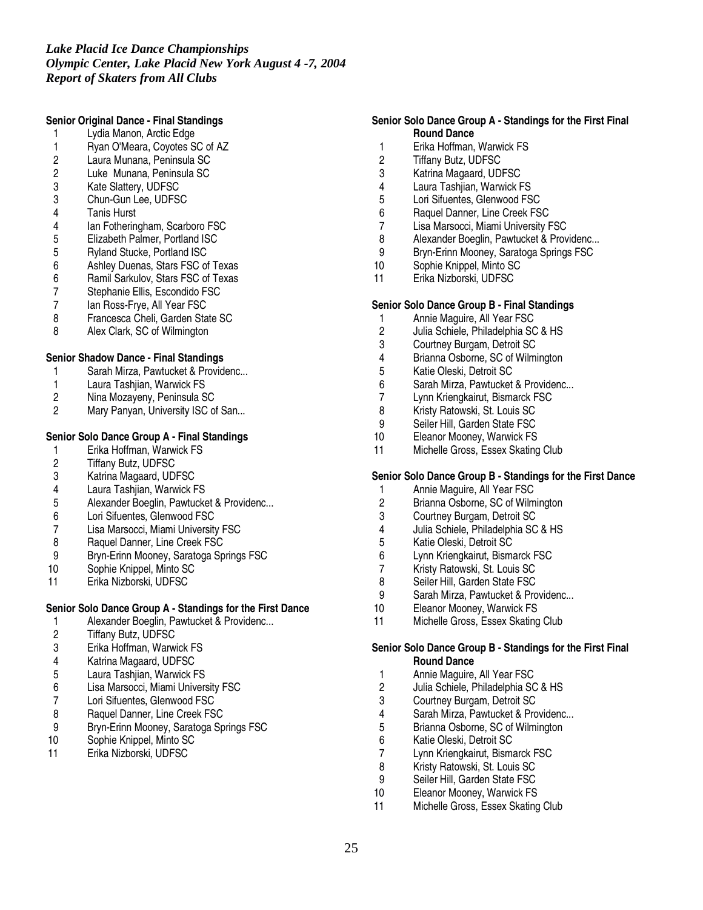*Lake Placid Ice Dance Championships*
*Olympic Center, Lake Placid New York August 4 -7, 2004*
*Report of Skaters from All Clubs*

**Senior Original Dance - Final Standings**

1 Lydia Manon, Arctic Edge
1 Ryan O'Meara, Coyotes SC of AZ
2 Laura Munana, Peninsula SC
2 Luke Munana, Peninsula SC
3 Kate Slattery, UDFSC
3 Chun-Gun Lee, UDFSC
4 Tanis Hurst
4 Ian Fotheringham, Scarboro FSC
5 Elizabeth Palmer, Portland ISC
5 Ryland Stucke, Portland ISC
6 Ashley Duenas, Stars FSC of Texas
6 Ramil Sarkulov, Stars FSC of Texas
7 Stephanie Ellis, Escondido FSC
7 Ian Ross-Frye, All Year FSC
8 Francesca Cheli, Garden State SC
8 Alex Clark, SC of Wilmington

**Senior Shadow Dance - Final Standings**

1 Sarah Mirza, Pawtucket & Providenc...
1 Laura Tashjian, Warwick FS
2 Nina Mozayeny, Peninsula SC
2 Mary Panyan, University ISC of San...

**Senior Solo Dance Group A - Final Standings**

1 Erika Hoffman, Warwick FS
2 Tiffany Butz, UDFSC
3 Katrina Magaard, UDFSC
4 Laura Tashjian, Warwick FS
5 Alexander Boeglin, Pawtucket & Providenc...
6 Lori Sifuentes, Glenwood FSC
7 Lisa Marsocci, Miami University FSC
8 Raquel Danner, Line Creek FSC
9 Bryn-Erinn Mooney, Saratoga Springs FSC
10 Sophie Knippel, Minto SC
11 Erika Nizborski, UDFSC

**Senior Solo Dance Group A - Standings for the First Dance**

1 Alexander Boeglin, Pawtucket & Providenc...
2 Tiffany Butz, UDFSC
3 Erika Hoffman, Warwick FS
4 Katrina Magaard, UDFSC
5 Laura Tashjian, Warwick FS
6 Lisa Marsocci, Miami University FSC
7 Lori Sifuentes, Glenwood FSC
8 Raquel Danner, Line Creek FSC
9 Bryn-Erinn Mooney, Saratoga Springs FSC
10 Sophie Knippel, Minto SC
11 Erika Nizborski, UDFSC

**Senior Solo Dance Group A - Standings for the First Final Round Dance**

1 Erika Hoffman, Warwick FS
2 Tiffany Butz, UDFSC
3 Katrina Magaard, UDFSC
4 Laura Tashjian, Warwick FS
5 Lori Sifuentes, Glenwood FSC
6 Raquel Danner, Line Creek FSC
7 Lisa Marsocci, Miami University FSC
8 Alexander Boeglin, Pawtucket & Providenc...
9 Bryn-Erinn Mooney, Saratoga Springs FSC
10 Sophie Knippel, Minto SC
11 Erika Nizborski, UDFSC

**Senior Solo Dance Group B - Final Standings**

1 Annie Maguire, All Year FSC
2 Julia Schiele, Philadelphia SC & HS
3 Courtney Burgam, Detroit SC
4 Brianna Osborne, SC of Wilmington
5 Katie Oleski, Detroit SC
6 Sarah Mirza, Pawtucket & Providenc...
7 Lynn Kriengkairut, Bismarck FSC
8 Kristy Ratowski, St. Louis SC
9 Seiler Hill, Garden State FSC
10 Eleanor Mooney, Warwick FS
11 Michelle Gross, Essex Skating Club

**Senior Solo Dance Group B - Standings for the First Dance**

1 Annie Maguire, All Year FSC
2 Brianna Osborne, SC of Wilmington
3 Courtney Burgam, Detroit SC
4 Julia Schiele, Philadelphia SC & HS
5 Katie Oleski, Detroit SC
6 Lynn Kriengkairut, Bismarck FSC
7 Kristy Ratowski, St. Louis SC
8 Seiler Hill, Garden State FSC
9 Sarah Mirza, Pawtucket & Providenc...
10 Eleanor Mooney, Warwick FS
11 Michelle Gross, Essex Skating Club

**Senior Solo Dance Group B - Standings for the First Final Round Dance**

1 Annie Maguire, All Year FSC
2 Julia Schiele, Philadelphia SC & HS
3 Courtney Burgam, Detroit SC
4 Sarah Mirza, Pawtucket & Providenc...
5 Brianna Osborne, SC of Wilmington
6 Katie Oleski, Detroit SC
7 Lynn Kriengkairut, Bismarck FSC
8 Kristy Ratowski, St. Louis SC
9 Seiler Hill, Garden State FSC
10 Eleanor Mooney, Warwick FS
11 Michelle Gross, Essex Skating Club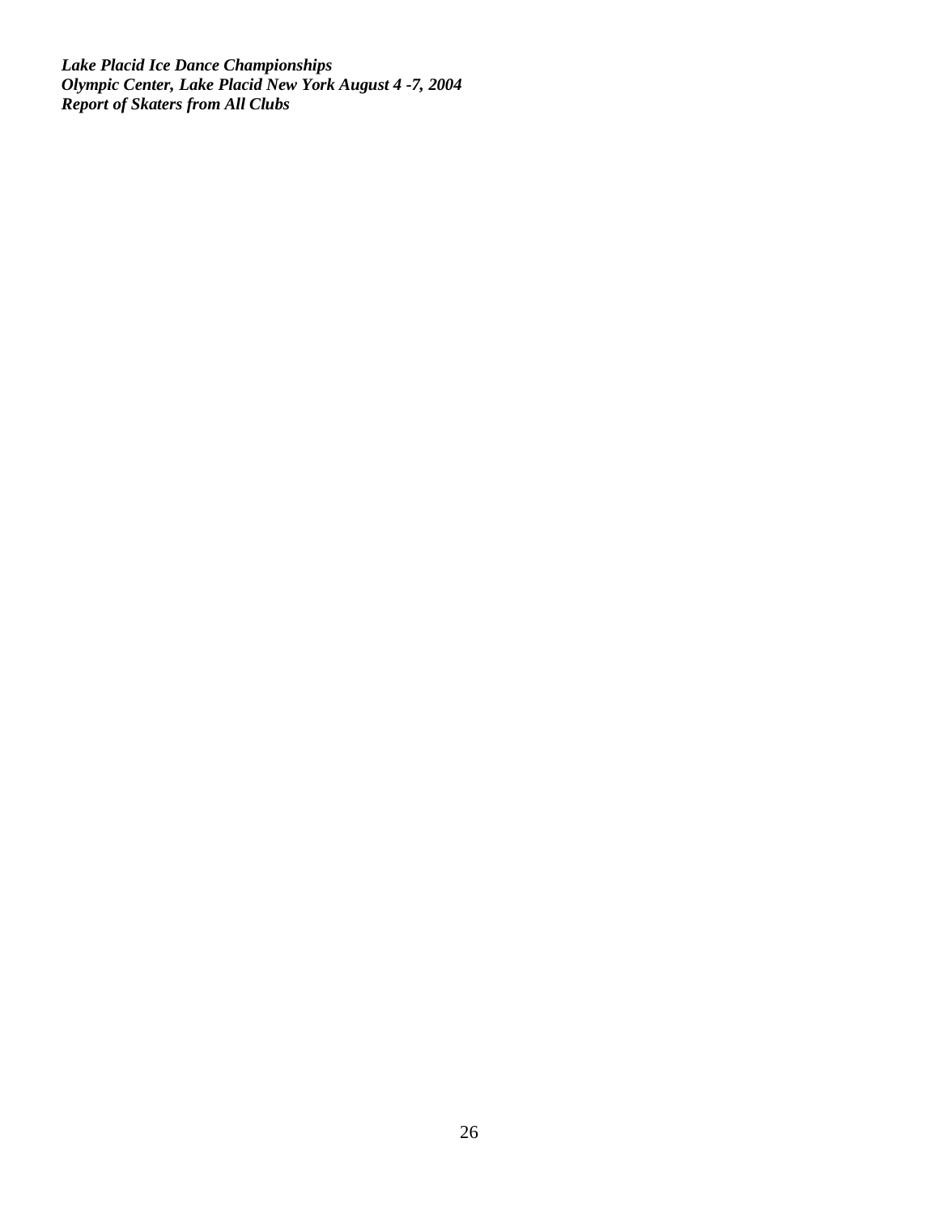***Lake Placid Ice Dance Championships***
***Olympic Center, Lake Placid New York August 4 -7, 2004***
***Report of Skaters from All Clubs***